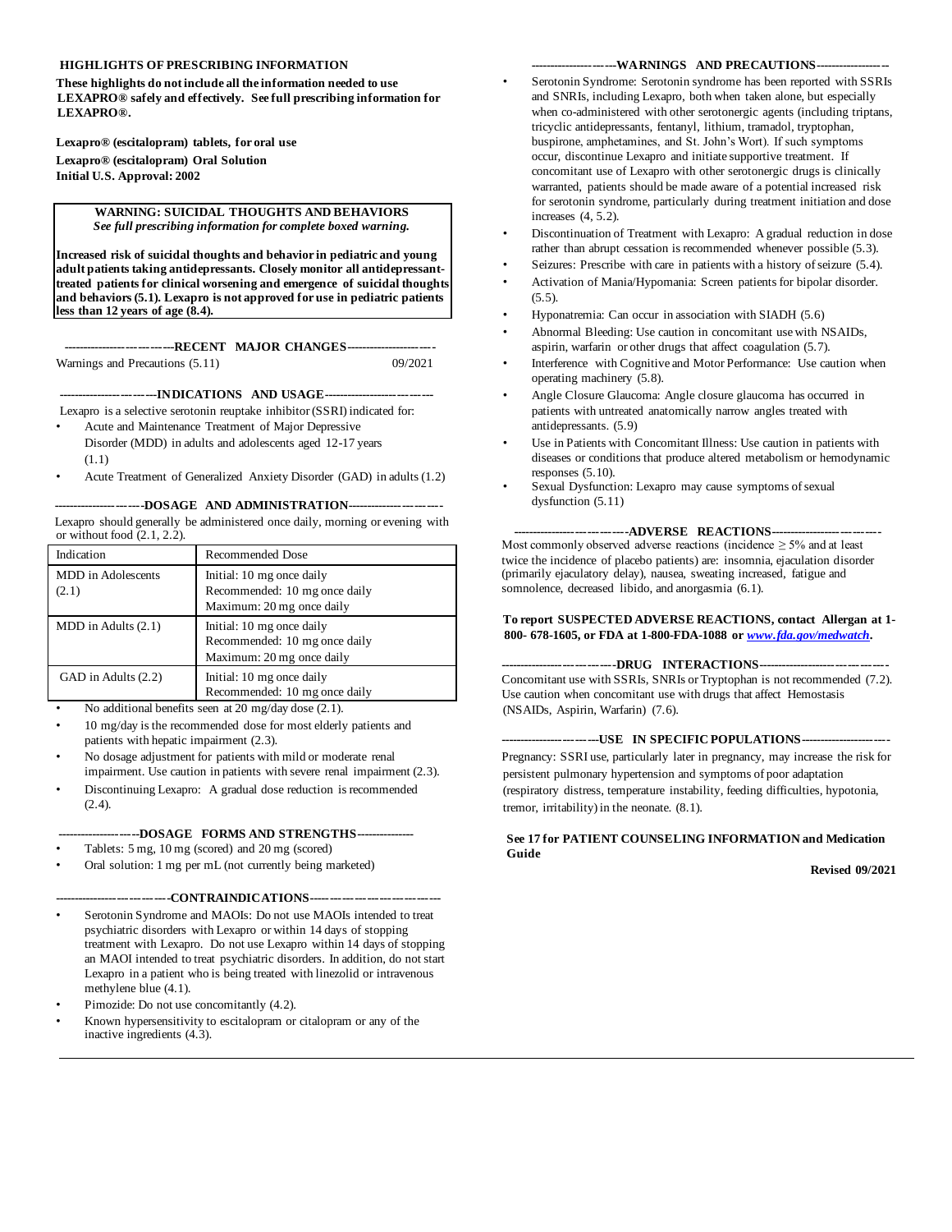**HIGHLIGHTS OF PRESCRIBING INFORMATION**

**These highlights do not include all the information needed to use LEXAPRO® safely and effectively. See full prescribing information for LEXAPRO®.**

**Lexapro® (escitalopram) tablets, for oral use**
**Lexapro® (escitalopram) Oral Solution**
**Initial U.S. Approval: 2002**

> **WARNING: SUICIDAL THOUGHTS AND BEHAVIORS**
> ***See full prescribing information for complete boxed warning.***
>
> **Increased risk of suicidal thoughts and behavior in pediatric and young adult patients taking antidepressants. Closely monitor all antidepressant-treated patients for clinical worsening and emergence of suicidal thoughts and behaviors (5.1). Lexapro is not approved for use in pediatric patients less than 12 years of age (8.4).**

**----------------------------RECENT MAJOR CHANGES----------------------**

Warnings and Precautions (5.11) 09/2021

**------------------------INDICATIONS AND USAGE----------------------------**

Lexapro is a selective serotonin reuptake inhibitor (SSRI) indicated for:

- Acute and Maintenance Treatment of Major Depressive Disorder (MDD) in adults and adolescents aged 12-17 years (1.1)
- Acute Treatment of Generalized Anxiety Disorder (GAD) in adults (1.2)

**----------------------DOSAGE AND ADMINISTRATION-----------------------**

Lexapro should generally be administered once daily, morning or evening with or without food (2.1, 2.2).

| Indication | Recommended Dose |
|---|---|
| MDD in Adolescents (2.1) | Initial: 10 mg once daily<br>Recommended: 10 mg once daily<br>Maximum: 20 mg once daily |
| MDD in Adults (2.1) | Initial: 10 mg once daily<br>Recommended: 10 mg once daily<br>Maximum: 20 mg once daily |
| GAD in Adults (2.2) | Initial: 10 mg once daily<br>Recommended: 10 mg once daily |

- No additional benefits seen at 20 mg/day dose (2.1).
- 10 mg/day is the recommended dose for most elderly patients and patients with hepatic impairment (2.3).
- No dosage adjustment for patients with mild or moderate renal impairment. Use caution in patients with severe renal impairment (2.3).
- Discontinuing Lexapro: A gradual dose reduction is recommended (2.4).

**--------------------DOSAGE FORMS AND STRENGTHS--------------**

- Tablets: 5 mg, 10 mg (scored) and 20 mg (scored)
- Oral solution: 1 mg per mL (not currently being marketed)

**----------------------------CONTRAINDICATIONS------------------------------**

- Serotonin Syndrome and MAOIs: Do not use MAOIs intended to treat psychiatric disorders with Lexapro or within 14 days of stopping treatment with Lexapro. Do not use Lexapro within 14 days of stopping an MAOI intended to treat psychiatric disorders. In addition, do not start Lexapro in a patient who is being treated with linezolid or intravenous methylene blue (4.1).
- Pimozide: Do not use concomitantly (4.2).
- Known hypersensitivity to escitalopram or citalopram or any of the inactive ingredients (4.3).

**---------------------WARNINGS AND PRECAUTIONS-----------------**

- Serotonin Syndrome: Serotonin syndrome has been reported with SSRIs and SNRIs, including Lexapro, both when taken alone, but especially when co-administered with other serotonergic agents (including triptans, tricyclic antidepressants, fentanyl, lithium, tramadol, tryptophan, buspirone, amphetamines, and St. John's Wort). If such symptoms occur, discontinue Lexapro and initiate supportive treatment. If concomitant use of Lexapro with other serotonergic drugs is clinically warranted, patients should be made aware of a potential increased risk for serotonin syndrome, particularly during treatment initiation and dose increases (4, 5.2).
- Discontinuation of Treatment with Lexapro: A gradual reduction in dose rather than abrupt cessation is recommended whenever possible (5.3).
- Seizures: Prescribe with care in patients with a history of seizure (5.4).
- Activation of Mania/Hypomania: Screen patients for bipolar disorder. (5.5).
- Hyponatremia: Can occur in association with SIADH (5.6)
- Abnormal Bleeding: Use caution in concomitant use with NSAIDs, aspirin, warfarin or other drugs that affect coagulation (5.7).
- Interference with Cognitive and Motor Performance: Use caution when operating machinery (5.8).
- Angle Closure Glaucoma: Angle closure glaucoma has occurred in patients with untreated anatomically narrow angles treated with antidepressants. (5.9)
- Use in Patients with Concomitant Illness: Use caution in patients with diseases or conditions that produce altered metabolism or hemodynamic responses (5.10).
- Sexual Dysfunction: Lexapro may cause symptoms of sexual dysfunction (5.11)

**----------------------------ADVERSE REACTIONS----------------------------**

Most commonly observed adverse reactions (incidence $\geq$ 5% and at least twice the incidence of placebo patients) are: insomnia, ejaculation disorder (primarily ejaculatory delay), nausea, sweating increased, fatigue and somnolence, decreased libido, and anorgasmia (6.1).

**To report SUSPECTED ADVERSE REACTIONS, contact Allergan at 1-800- 678-1605, or FDA at 1-800-FDA-1088 or *www.fda.gov/medwatch*.**

**----------------------------DRUG INTERACTIONS-------------------------------**

Concomitant use with SSRIs, SNRIs or Tryptophan is not recommended (7.2). Use caution when concomitant use with drugs that affect Hemostasis (NSAIDs, Aspirin, Warfarin) (7.6).

**-----------------------USE IN SPECIFIC POPULATIONS----------------------**

Pregnancy: SSRI use, particularly later in pregnancy, may increase the risk for persistent pulmonary hypertension and symptoms of poor adaptation (respiratory distress, temperature instability, feeding difficulties, hypotonia, tremor, irritability) in the neonate. (8.1).

**See 17 for PATIENT COUNSELING INFORMATION and Medication Guide**

**Revised 09/2021**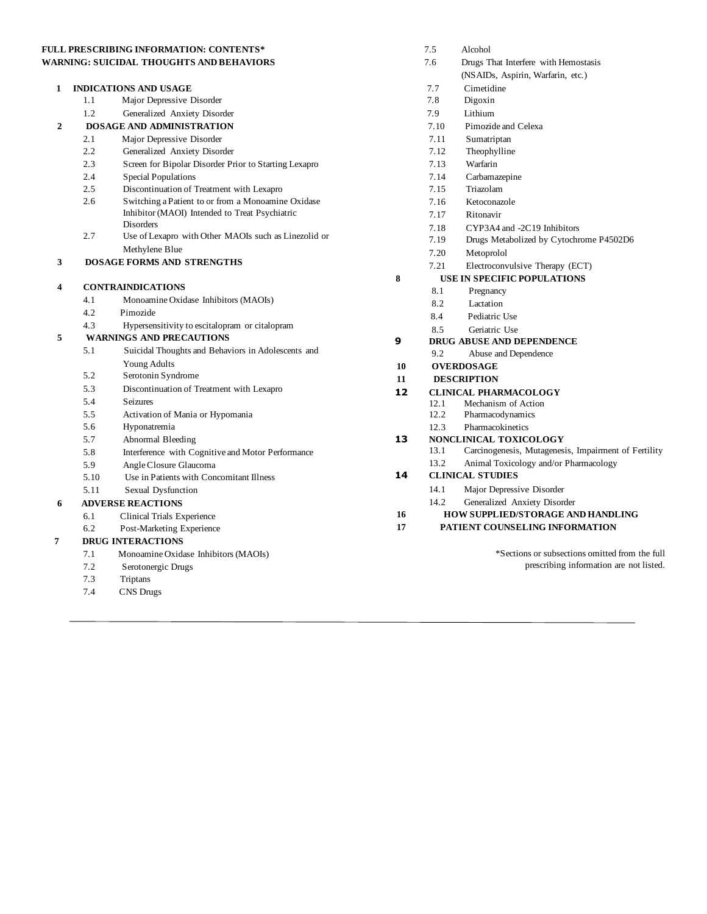**FULL PRESCRIBING INFORMATION: CONTENTS***

**WARNING: SUICIDAL THOUGHTS AND BEHAVIORS**

**1 INDICATIONS AND USAGE**
- 1.1 Major Depressive Disorder
- 1.2 Generalized Anxiety Disorder

**2 DOSAGE AND ADMINISTRATION**
- 2.1 Major Depressive Disorder
- 2.2 Generalized Anxiety Disorder
- 2.3 Screen for Bipolar Disorder Prior to Starting Lexapro
- 2.4 Special Populations
- 2.5 Discontinuation of Treatment with Lexapro
- 2.6 Switching a Patient to or from a Monoamine Oxidase Inhibitor (MAOI) Intended to Treat Psychiatric Disorders
- 2.7 Use of Lexapro with Other MAOIs such as Linezolid or Methylene Blue

**3 DOSAGE FORMS AND STRENGTHS**

**4 CONTRAINDICATIONS**
- 4.1 Monoamine Oxidase Inhibitors (MAOIs)
- 4.2 Pimozide
- 4.3 Hypersensitivity to escitalopram or citalopram

**5 WARNINGS AND PRECAUTIONS**
- 5.1 Suicidal Thoughts and Behaviors in Adolescents and Young Adults
- 5.2 Serotonin Syndrome
- 5.3 Discontinuation of Treatment with Lexapro
- 5.4 Seizures
- 5.5 Activation of Mania or Hypomania
- 5.6 Hyponatremia
- 5.7 Abnormal Bleeding
- 5.8 Interference with Cognitive and Motor Performance
- 5.9 Angle Closure Glaucoma
- 5.10 Use in Patients with Concomitant Illness
- 5.11 Sexual Dysfunction

**6 ADVERSE REACTIONS**
- 6.1 Clinical Trials Experience
- 6.2 Post-Marketing Experience

**7 DRUG INTERACTIONS**
- 7.1 Monoamine Oxidase Inhibitors (MAOIs)
- 7.2 Serotonergic Drugs
- 7.3 Triptans
- 7.4 CNS Drugs
- 7.5 Alcohol
- 7.6 Drugs That Interfere with Hemostasis (NSAIDs, Aspirin, Warfarin, etc.)
- 7.7 Cimetidine
- 7.8 Digoxin
- 7.9 Lithium
- 7.10 Pimozide and Celexa
- 7.11 Sumatriptan
- 7.12 Theophylline
- 7.13 Warfarin
- 7.14 Carbamazepine
- 7.15 Triazolam
- 7.16 Ketoconazole
- 7.17 Ritonavir
- 7.18 CYP3A4 and -2C19 Inhibitors
- 7.19 Drugs Metabolized by Cytochrome P4502D6
- 7.20 Metoprolol
- 7.21 Electroconvulsive Therapy (ECT)

**8 USE IN SPECIFIC POPULATIONS**
- 8.1 Pregnancy
- 8.2 Lactation
- 8.4 Pediatric Use
- 8.5 Geriatric Use

**9 DRUG ABUSE AND DEPENDENCE**
- 9.2 Abuse and Dependence

**10 OVERDOSAGE**

**11 DESCRIPTION**

**12 CLINICAL PHARMACOLOGY**
- 12.1 Mechanism of Action
- 12.2 Pharmacodynamics
- 12.3 Pharmacokinetics

**13 NONCLINICAL TOXICOLOGY**
- 13.1 Carcinogenesis, Mutagenesis, Impairment of Fertility
- 13.2 Animal Toxicology and/or Pharmacology

**14 CLINICAL STUDIES**
- 14.1 Major Depressive Disorder
- 14.2 Generalized Anxiety Disorder

**16 HOW SUPPLIED/STORAGE AND HANDLING**

**17 PATIENT COUNSELING INFORMATION**

*Sections or subsections omitted from the full prescribing information are not listed.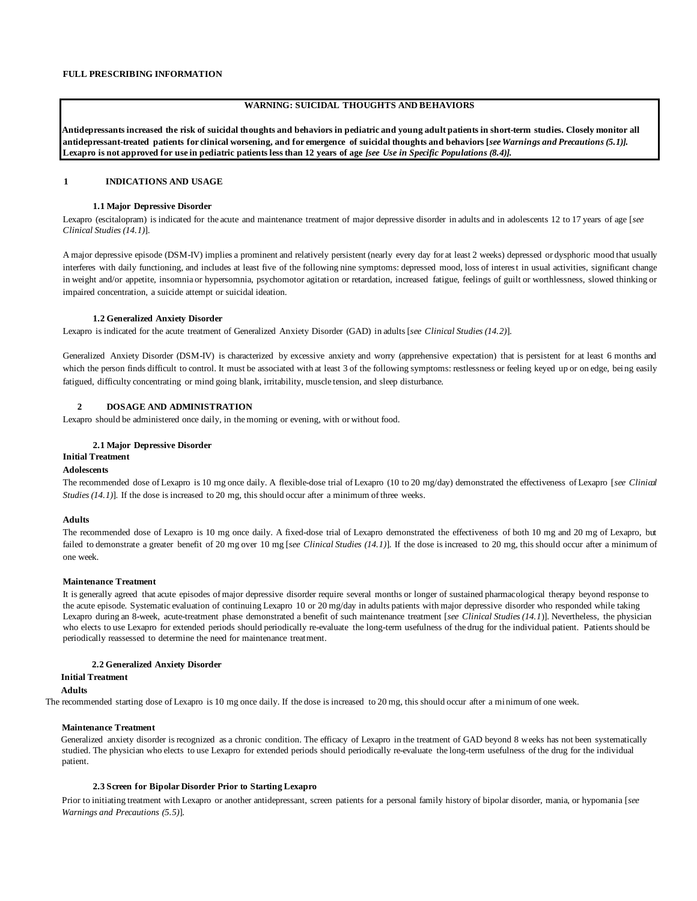# FULL PRESCRIBING INFORMATION

**WARNING: SUICIDAL THOUGHTS AND BEHAVIORS**

**Antidepressants increased the risk of suicidal thoughts and behaviors in pediatric and young adult patients in short-term studies. Closely monitor all antidepressant-treated patients for clinical worsening, and for emergence of suicidal thoughts and behaviors [*see Warnings and Precautions (5.1)*]. Lexapro is not approved for use in pediatric patients less than 12 years of age *[see Use in Specific Populations (8.4)]*.**

## 1 INDICATIONS AND USAGE

### 1.1 Major Depressive Disorder

Lexapro (escitalopram) is indicated for the acute and maintenance treatment of major depressive disorder in adults and in adolescents 12 to 17 years of age [*see Clinical Studies (14.1)*].

A major depressive episode (DSM-IV) implies a prominent and relatively persistent (nearly every day for at least 2 weeks) depressed or dysphoric mood that usually interferes with daily functioning, and includes at least five of the following nine symptoms: depressed mood, loss of interest in usual activities, significant change in weight and/or appetite, insomnia or hypersomnia, psychomotor agitation or retardation, increased fatigue, feelings of guilt or worthlessness, slowed thinking or impaired concentration, a suicide attempt or suicidal ideation.

### 1.2 Generalized Anxiety Disorder

Lexapro is indicated for the acute treatment of Generalized Anxiety Disorder (GAD) in adults [*see Clinical Studies (14.2)*].

Generalized Anxiety Disorder (DSM-IV) is characterized by excessive anxiety and worry (apprehensive expectation) that is persistent for at least 6 months and which the person finds difficult to control. It must be associated with at least 3 of the following symptoms: restlessness or feeling keyed up or on edge, being easily fatigued, difficulty concentrating or mind going blank, irritability, muscle tension, and sleep disturbance.

## 2 DOSAGE AND ADMINISTRATION

Lexapro should be administered once daily, in the morning or evening, with or without food.

### 2.1 Major Depressive Disorder

**Initial Treatment**

**Adolescents**

The recommended dose of Lexapro is 10 mg once daily. A flexible-dose trial of Lexapro (10 to 20 mg/day) demonstrated the effectiveness of Lexapro [*see Clinical Studies (14.1)*]. If the dose is increased to 20 mg, this should occur after a minimum of three weeks.

**Adults**

The recommended dose of Lexapro is 10 mg once daily. A fixed-dose trial of Lexapro demonstrated the effectiveness of both 10 mg and 20 mg of Lexapro, but failed to demonstrate a greater benefit of 20 mg over 10 mg [*see Clinical Studies (14.1)*]. If the dose is increased to 20 mg, this should occur after a minimum of one week.

**Maintenance Treatment**

It is generally agreed that acute episodes of major depressive disorder require several months or longer of sustained pharmacological therapy beyond response to the acute episode. Systematic evaluation of continuing Lexapro 10 or 20 mg/day in adults patients with major depressive disorder who responded while taking Lexapro during an 8-week, acute-treatment phase demonstrated a benefit of such maintenance treatment [*see Clinical Studies (14.1)*]. Nevertheless, the physician who elects to use Lexapro for extended periods should periodically re-evaluate the long-term usefulness of the drug for the individual patient. Patients should be periodically reassessed to determine the need for maintenance treatment.

### 2.2 Generalized Anxiety Disorder

**Initial Treatment**

**Adults**

The recommended starting dose of Lexapro is 10 mg once daily. If the dose is increased to 20 mg, this should occur after a minimum of one week.

**Maintenance Treatment**

Generalized anxiety disorder is recognized as a chronic condition. The efficacy of Lexapro in the treatment of GAD beyond 8 weeks has not been systematically studied. The physician who elects to use Lexapro for extended periods should periodically re-evaluate the long-term usefulness of the drug for the individual patient.

### 2.3 Screen for Bipolar Disorder Prior to Starting Lexapro

Prior to initiating treatment with Lexapro or another antidepressant, screen patients for a personal family history of bipolar disorder, mania, or hypomania [*see Warnings and Precautions (5.5)*].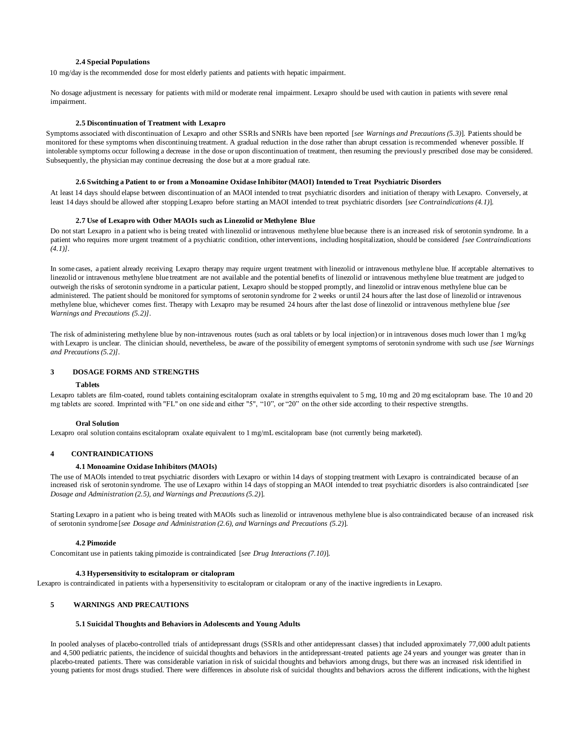### 2.4 Special Populations

10 mg/day is the recommended dose for most elderly patients and patients with hepatic impairment.

No dosage adjustment is necessary for patients with mild or moderate renal impairment. Lexapro should be used with caution in patients with severe renal impairment.

### 2.5 Discontinuation of Treatment with Lexapro

Symptoms associated with discontinuation of Lexapro and other SSRIs and SNRIs have been reported [*see Warnings and Precautions (5.3)*]. Patients should be monitored for these symptoms when discontinuing treatment. A gradual reduction in the dose rather than abrupt cessation is recommended whenever possible. If intolerable symptoms occur following a decrease in the dose or upon discontinuation of treatment, then resuming the previously prescribed dose may be considered. Subsequently, the physician may continue decreasing the dose but at a more gradual rate.

### 2.6 Switching a Patient to or from a Monoamine Oxidase Inhibitor (MAOI) Intended to Treat Psychiatric Disorders

At least 14 days should elapse between discontinuation of an MAOI intended to treat psychiatric disorders and initiation of therapy with Lexapro. Conversely, at least 14 days should be allowed after stopping Lexapro before starting an MAOI intended to treat psychiatric disorders [*see Contraindications (4.1)*].

### 2.7 Use of Lexapro with Other MAOIs such as Linezolid or Methylene Blue

Do not start Lexapro in a patient who is being treated with linezolid or intravenous methylene blue because there is an increased risk of serotonin syndrome. In a patient who requires more urgent treatment of a psychiatric condition, other interventions, including hospitalization, should be considered *[see Contraindications (4.1)]*.

In some cases, a patient already receiving Lexapro therapy may require urgent treatment with linezolid or intravenous methylene blue. If acceptable alternatives to linezolid or intravenous methylene blue treatment are not available and the potential benefits of linezolid or intravenous methylene blue treatment are judged to outweigh the risks of serotonin syndrome in a particular patient, Lexapro should be stopped promptly, and linezolid or intravenous methylene blue can be administered. The patient should be monitored for symptoms of serotonin syndrome for 2 weeks or until 24 hours after the last dose of linezolid or intravenous methylene blue, whichever comes first. Therapy with Lexapro may be resumed 24 hours after the last dose of linezolid or intravenous methylene blue *[see Warnings and Precautions (5.2)]*.

The risk of administering methylene blue by non-intravenous routes (such as oral tablets or by local injection) or in intravenous doses much lower than 1 mg/kg with Lexapro is unclear. The clinician should, nevertheless, be aware of the possibility of emergent symptoms of serotonin syndrome with such use *[see Warnings and Precautions (5.2)]*.

## 3 DOSAGE FORMS AND STRENGTHS

**Tablets**

Lexapro tablets are film-coated, round tablets containing escitalopram oxalate in strengths equivalent to 5 mg, 10 mg and 20 mg escitalopram base. The 10 and 20 mg tablets are scored. Imprinted with "FL" on one side and either "5", "10", or "20" on the other side according to their respective strengths.

**Oral Solution**

Lexapro oral solution contains escitalopram oxalate equivalent to 1 mg/mL escitalopram base (not currently being marketed).

## 4 CONTRAINDICATIONS

### 4.1 Monoamine Oxidase Inhibitors (MAOIs)

The use of MAOIs intended to treat psychiatric disorders with Lexapro or within 14 days of stopping treatment with Lexapro is contraindicated because of an increased risk of serotonin syndrome. The use of Lexapro within 14 days of stopping an MAOI intended to treat psychiatric disorders is also contraindicated [*see Dosage and Administration (2.5), and Warnings and Precautions (5.2)*].

Starting Lexapro in a patient who is being treated with MAOIs such as linezolid or intravenous methylene blue is also contraindicated because of an increased risk of serotonin syndrome [*see Dosage and Administration (2.6), and Warnings and Precautions (5.2)*].

### 4.2 Pimozide

Concomitant use in patients taking pimozide is contraindicated [*see Drug Interactions (7.10)*].

### 4.3 Hypersensitivity to escitalopram or citalopram

Lexapro is contraindicated in patients with a hypersensitivity to escitalopram or citalopram or any of the inactive ingredients in Lexapro.

## 5 WARNINGS AND PRECAUTIONS

### 5.1 Suicidal Thoughts and Behaviors in Adolescents and Young Adults

In pooled analyses of placebo-controlled trials of antidepressant drugs (SSRIs and other antidepressant classes) that included approximately 77,000 adult patients and 4,500 pediatric patients, the incidence of suicidal thoughts and behaviors in the antidepressant-treated patients age 24 years and younger was greater than in placebo-treated patients. There was considerable variation in risk of suicidal thoughts and behaviors among drugs, but there was an increased risk identified in young patients for most drugs studied. There were differences in absolute risk of suicidal thoughts and behaviors across the different indications, with the highest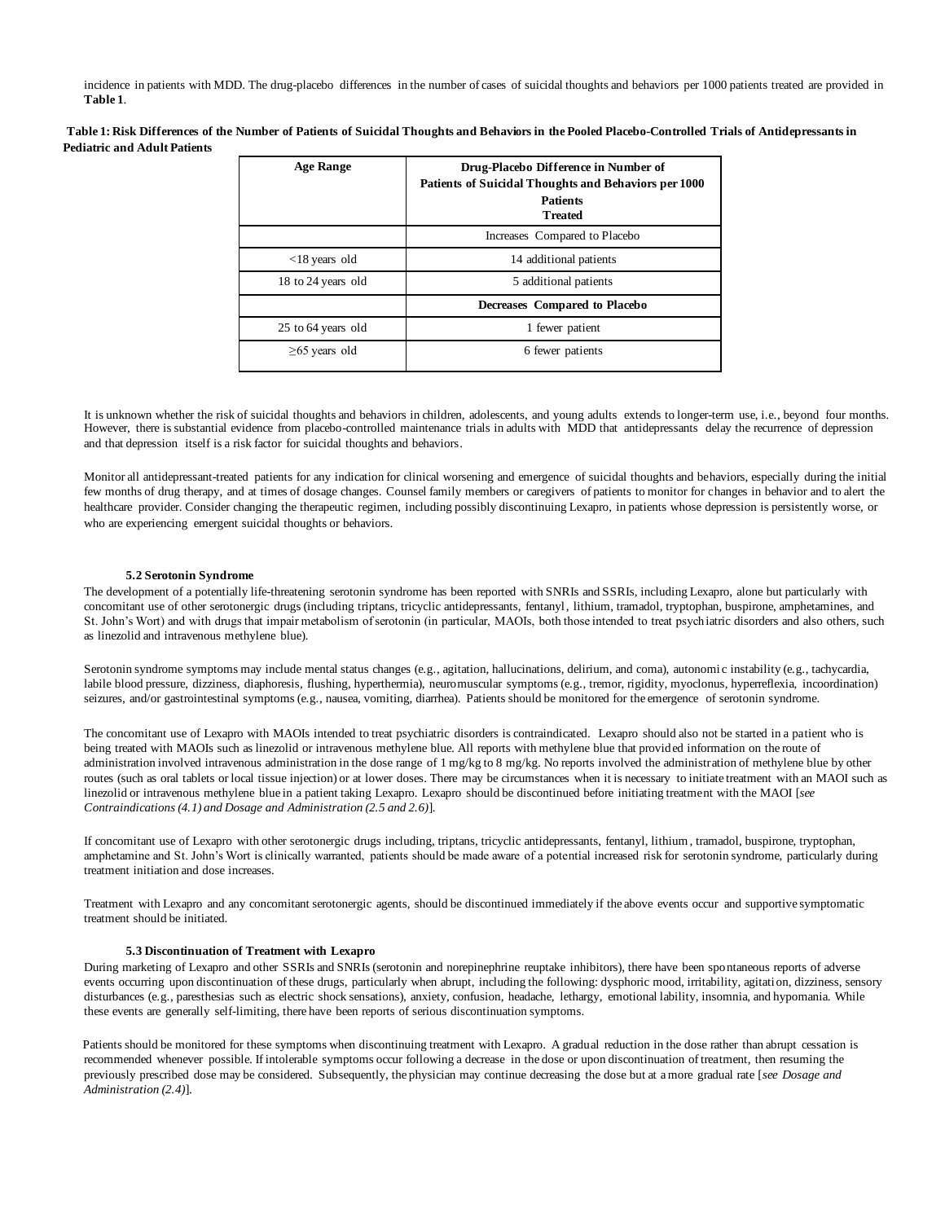incidence in patients with MDD. The drug-placebo differences in the number of cases of suicidal thoughts and behaviors per 1000 patients treated are provided in **Table 1**.

**Table 1: Risk Differences of the Number of Patients of Suicidal Thoughts and Behaviors in the Pooled Placebo-Controlled Trials of Antidepressants in Pediatric and Adult Patients**

| Age Range | Drug-Placebo Difference in Number of Patients of Suicidal Thoughts and Behaviors per 1000 Patients Treated |
|---|---|
| | Increases Compared to Placebo |
| <18 years old | 14 additional patients |
| 18 to 24 years old | 5 additional patients |
| | **Decreases Compared to Placebo** |
| 25 to 64 years old | 1 fewer patient |
| ≥65 years old | 6 fewer patients |

It is unknown whether the risk of suicidal thoughts and behaviors in children, adolescents, and young adults extends to longer-term use, i.e., beyond four months. However, there is substantial evidence from placebo-controlled maintenance trials in adults with MDD that antidepressants delay the recurrence of depression and that depression itself is a risk factor for suicidal thoughts and behaviors.

Monitor all antidepressant-treated patients for any indication for clinical worsening and emergence of suicidal thoughts and behaviors, especially during the initial few months of drug therapy, and at times of dosage changes. Counsel family members or caregivers of patients to monitor for changes in behavior and to alert the healthcare provider. Consider changing the therapeutic regimen, including possibly discontinuing Lexapro, in patients whose depression is persistently worse, or who are experiencing emergent suicidal thoughts or behaviors.

### 5.2 Serotonin Syndrome

The development of a potentially life-threatening serotonin syndrome has been reported with SNRIs and SSRIs, including Lexapro, alone but particularly with concomitant use of other serotonergic drugs (including triptans, tricyclic antidepressants, fentanyl, lithium, tramadol, tryptophan, buspirone, amphetamines, and St. John's Wort) and with drugs that impair metabolism of serotonin (in particular, MAOIs, both those intended to treat psychiatric disorders and also others, such as linezolid and intravenous methylene blue).

Serotonin syndrome symptoms may include mental status changes (e.g., agitation, hallucinations, delirium, and coma), autonomic instability (e.g., tachycardia, labile blood pressure, dizziness, diaphoresis, flushing, hyperthermia), neuromuscular symptoms (e.g., tremor, rigidity, myoclonus, hyperreflexia, incoordination) seizures, and/or gastrointestinal symptoms (e.g., nausea, vomiting, diarrhea). Patients should be monitored for the emergence of serotonin syndrome.

The concomitant use of Lexapro with MAOIs intended to treat psychiatric disorders is contraindicated. Lexapro should also not be started in a patient who is being treated with MAOIs such as linezolid or intravenous methylene blue. All reports with methylene blue that provided information on the route of administration involved intravenous administration in the dose range of 1 mg/kg to 8 mg/kg. No reports involved the administration of methylene blue by other routes (such as oral tablets or local tissue injection) or at lower doses. There may be circumstances when it is necessary to initiate treatment with an MAOI such as linezolid or intravenous methylene blue in a patient taking Lexapro. Lexapro should be discontinued before initiating treatment with the MAOI [*see Contraindications (4.1) and Dosage and Administration (2.5 and 2.6)*].

If concomitant use of Lexapro with other serotonergic drugs including, triptans, tricyclic antidepressants, fentanyl, lithium, tramadol, buspirone, tryptophan, amphetamine and St. John's Wort is clinically warranted, patients should be made aware of a potential increased risk for serotonin syndrome, particularly during treatment initiation and dose increases.

Treatment with Lexapro and any concomitant serotonergic agents, should be discontinued immediately if the above events occur and supportive symptomatic treatment should be initiated.

### 5.3 Discontinuation of Treatment with Lexapro

During marketing of Lexapro and other SSRIs and SNRIs (serotonin and norepinephrine reuptake inhibitors), there have been spontaneous reports of adverse events occurring upon discontinuation of these drugs, particularly when abrupt, including the following: dysphoric mood, irritability, agitation, dizziness, sensory disturbances (e.g., paresthesias such as electric shock sensations), anxiety, confusion, headache, lethargy, emotional lability, insomnia, and hypomania. While these events are generally self-limiting, there have been reports of serious discontinuation symptoms.

Patients should be monitored for these symptoms when discontinuing treatment with Lexapro. A gradual reduction in the dose rather than abrupt cessation is recommended whenever possible. If intolerable symptoms occur following a decrease in the dose or upon discontinuation of treatment, then resuming the previously prescribed dose may be considered. Subsequently, the physician may continue decreasing the dose but at a more gradual rate [*see Dosage and Administration (2.4)*].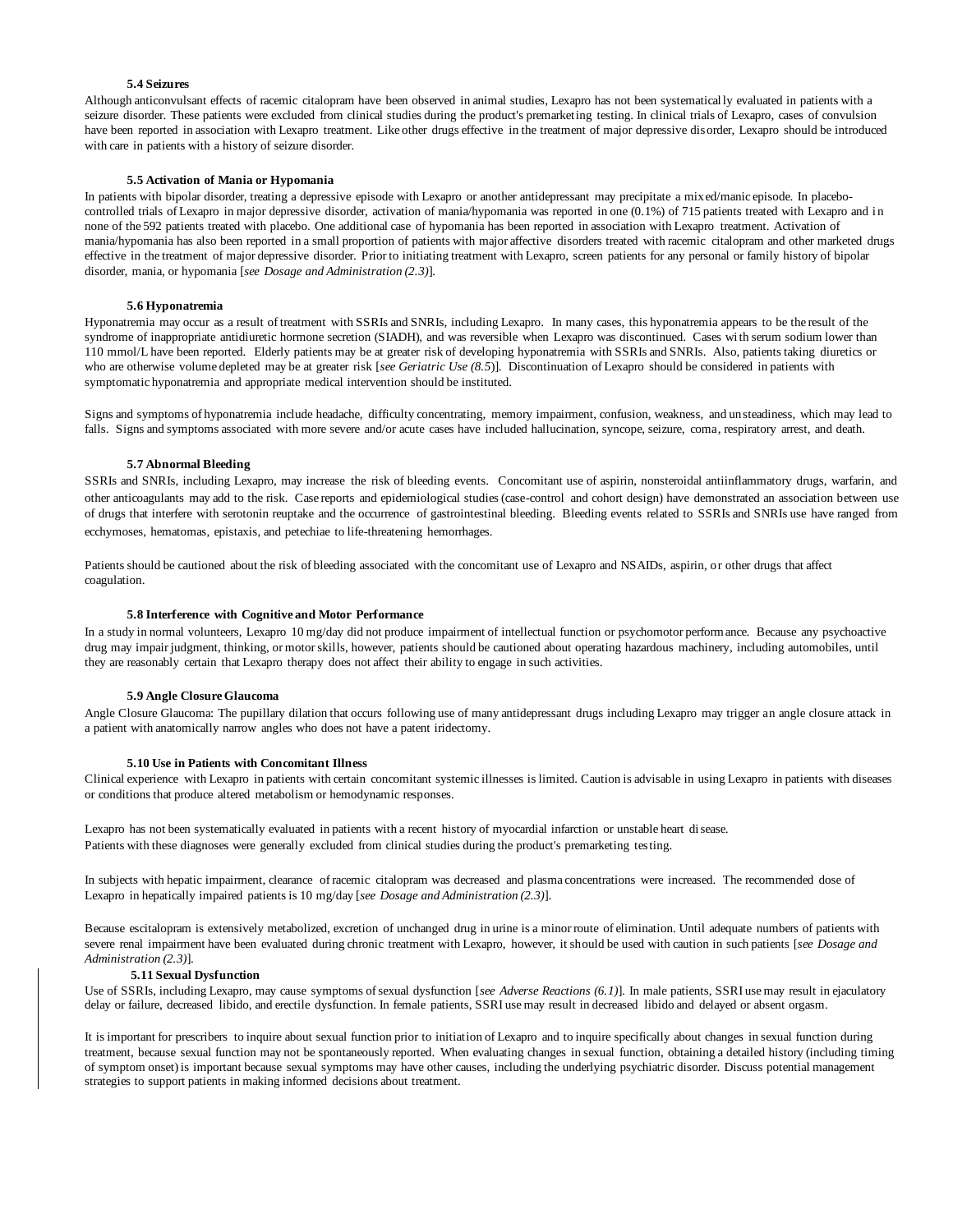### 5.4 Seizures

Although anticonvulsant effects of racemic citalopram have been observed in animal studies, Lexapro has not been systematically evaluated in patients with a seizure disorder. These patients were excluded from clinical studies during the product's premarketing testing. In clinical trials of Lexapro, cases of convulsion have been reported in association with Lexapro treatment. Like other drugs effective in the treatment of major depressive disorder, Lexapro should be introduced with care in patients with a history of seizure disorder.

### 5.5 Activation of Mania or Hypomania

In patients with bipolar disorder, treating a depressive episode with Lexapro or another antidepressant may precipitate a mixed/manic episode. In placebo-controlled trials of Lexapro in major depressive disorder, activation of mania/hypomania was reported in one (0.1%) of 715 patients treated with Lexapro and in none of the 592 patients treated with placebo. One additional case of hypomania has been reported in association with Lexapro treatment. Activation of mania/hypomania has also been reported in a small proportion of patients with major affective disorders treated with racemic citalopram and other marketed drugs effective in the treatment of major depressive disorder. Prior to initiating treatment with Lexapro, screen patients for any personal or family history of bipolar disorder, mania, or hypomania [*see Dosage and Administration (2.3)*].

### 5.6 Hyponatremia

Hyponatremia may occur as a result of treatment with SSRIs and SNRIs, including Lexapro. In many cases, this hyponatremia appears to be the result of the syndrome of inappropriate antidiuretic hormone secretion (SIADH), and was reversible when Lexapro was discontinued. Cases with serum sodium lower than 110 mmol/L have been reported. Elderly patients may be at greater risk of developing hyponatremia with SSRIs and SNRIs. Also, patients taking diuretics or who are otherwise volume depleted may be at greater risk [*see Geriatric Use (8.5)*]. Discontinuation of Lexapro should be considered in patients with symptomatic hyponatremia and appropriate medical intervention should be instituted.

Signs and symptoms of hyponatremia include headache, difficulty concentrating, memory impairment, confusion, weakness, and unsteadiness, which may lead to falls. Signs and symptoms associated with more severe and/or acute cases have included hallucination, syncope, seizure, coma, respiratory arrest, and death.

### 5.7 Abnormal Bleeding

SSRIs and SNRIs, including Lexapro, may increase the risk of bleeding events. Concomitant use of aspirin, nonsteroidal antiinflammatory drugs, warfarin, and other anticoagulants may add to the risk. Case reports and epidemiological studies (case-control and cohort design) have demonstrated an association between use of drugs that interfere with serotonin reuptake and the occurrence of gastrointestinal bleeding. Bleeding events related to SSRIs and SNRIs use have ranged from ecchymoses, hematomas, epistaxis, and petechiae to life-threatening hemorrhages.

Patients should be cautioned about the risk of bleeding associated with the concomitant use of Lexapro and NSAIDs, aspirin, or other drugs that affect coagulation.

### 5.8 Interference with Cognitive and Motor Performance

In a study in normal volunteers, Lexapro 10 mg/day did not produce impairment of intellectual function or psychomotor performance. Because any psychoactive drug may impair judgment, thinking, or motor skills, however, patients should be cautioned about operating hazardous machinery, including automobiles, until they are reasonably certain that Lexapro therapy does not affect their ability to engage in such activities.

### 5.9 Angle Closure Glaucoma

Angle Closure Glaucoma: The pupillary dilation that occurs following use of many antidepressant drugs including Lexapro may trigger an angle closure attack in a patient with anatomically narrow angles who does not have a patent iridectomy.

### 5.10 Use in Patients with Concomitant Illness

Clinical experience with Lexapro in patients with certain concomitant systemic illnesses is limited. Caution is advisable in using Lexapro in patients with diseases or conditions that produce altered metabolism or hemodynamic responses.

Lexapro has not been systematically evaluated in patients with a recent history of myocardial infarction or unstable heart disease. Patients with these diagnoses were generally excluded from clinical studies during the product's premarketing testing.

In subjects with hepatic impairment, clearance of racemic citalopram was decreased and plasma concentrations were increased. The recommended dose of Lexapro in hepatically impaired patients is 10 mg/day [*see Dosage and Administration (2.3)*].

Because escitalopram is extensively metabolized, excretion of unchanged drug in urine is a minor route of elimination. Until adequate numbers of patients with severe renal impairment have been evaluated during chronic treatment with Lexapro, however, it should be used with caution in such patients [*see Dosage and Administration (2.3)*].

### 5.11 Sexual Dysfunction

Use of SSRIs, including Lexapro, may cause symptoms of sexual dysfunction [*see Adverse Reactions (6.1)*]. In male patients, SSRI use may result in ejaculatory delay or failure, decreased libido, and erectile dysfunction. In female patients, SSRI use may result in decreased libido and delayed or absent orgasm.

It is important for prescribers to inquire about sexual function prior to initiation of Lexapro and to inquire specifically about changes in sexual function during treatment, because sexual function may not be spontaneously reported. When evaluating changes in sexual function, obtaining a detailed history (including timing of symptom onset) is important because sexual symptoms may have other causes, including the underlying psychiatric disorder. Discuss potential management strategies to support patients in making informed decisions about treatment.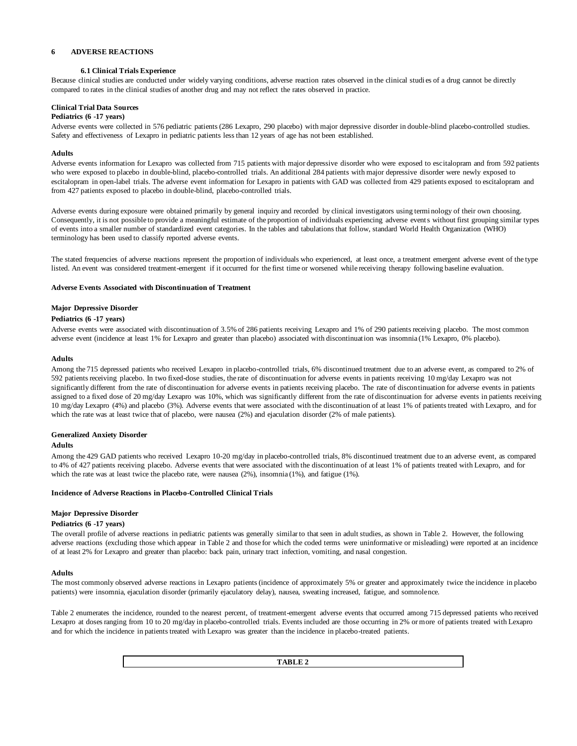# 6 ADVERSE REACTIONS

## 6.1 Clinical Trials Experience

Because clinical studies are conducted under widely varying conditions, adverse reaction rates observed in the clinical studies of a drug cannot be directly compared to rates in the clinical studies of another drug and may not reflect the rates observed in practice.

**Clinical Trial Data Sources**

**Pediatrics (6 -17 years)**

Adverse events were collected in 576 pediatric patients (286 Lexapro, 290 placebo) with major depressive disorder in double-blind placebo-controlled studies. Safety and effectiveness of Lexapro in pediatric patients less than 12 years of age has not been established.

**Adults**

Adverse events information for Lexapro was collected from 715 patients with major depressive disorder who were exposed to escitalopram and from 592 patients who were exposed to placebo in double-blind, placebo-controlled trials. An additional 284 patients with major depressive disorder were newly exposed to escitalopram in open-label trials. The adverse event information for Lexapro in patients with GAD was collected from 429 patients exposed to escitalopram and from 427 patients exposed to placebo in double-blind, placebo-controlled trials.

Adverse events during exposure were obtained primarily by general inquiry and recorded by clinical investigators using terminology of their own choosing. Consequently, it is not possible to provide a meaningful estimate of the proportion of individuals experiencing adverse events without first grouping similar types of events into a smaller number of standardized event categories. In the tables and tabulations that follow, standard World Health Organization (WHO) terminology has been used to classify reported adverse events.

The stated frequencies of adverse reactions represent the proportion of individuals who experienced, at least once, a treatment emergent adverse event of the type listed. An event was considered treatment-emergent if it occurred for the first time or worsened while receiving therapy following baseline evaluation.

**Adverse Events Associated with Discontinuation of Treatment**

**Major Depressive Disorder**

**Pediatrics (6 -17 years)**

Adverse events were associated with discontinuation of 3.5% of 286 patients receiving Lexapro and 1% of 290 patients receiving placebo. The most common adverse event (incidence at least 1% for Lexapro and greater than placebo) associated with discontinuation was insomnia (1% Lexapro, 0% placebo).

**Adults**

Among the 715 depressed patients who received Lexapro in placebo-controlled trials, 6% discontinued treatment due to an adverse event, as compared to 2% of 592 patients receiving placebo. In two fixed-dose studies, the rate of discontinuation for adverse events in patients receiving 10 mg/day Lexapro was not significantly different from the rate of discontinuation for adverse events in patients receiving placebo. The rate of discontinuation for adverse events in patients assigned to a fixed dose of 20 mg/day Lexapro was 10%, which was significantly different from the rate of discontinuation for adverse events in patients receiving 10 mg/day Lexapro (4%) and placebo (3%). Adverse events that were associated with the discontinuation of at least 1% of patients treated with Lexapro, and for which the rate was at least twice that of placebo, were nausea (2%) and ejaculation disorder (2% of male patients).

**Generalized Anxiety Disorder**

**Adults**

Among the 429 GAD patients who received Lexapro 10-20 mg/day in placebo-controlled trials, 8% discontinued treatment due to an adverse event, as compared to 4% of 427 patients receiving placebo. Adverse events that were associated with the discontinuation of at least 1% of patients treated with Lexapro, and for which the rate was at least twice the placebo rate, were nausea (2%), insomnia (1%), and fatigue (1%).

**Incidence of Adverse Reactions in Placebo-Controlled Clinical Trials**

**Major Depressive Disorder**

**Pediatrics (6 -17 years)**

The overall profile of adverse reactions in pediatric patients was generally similar to that seen in adult studies, as shown in Table 2. However, the following adverse reactions (excluding those which appear in Table 2 and those for which the coded terms were uninformative or misleading) were reported at an incidence of at least 2% for Lexapro and greater than placebo: back pain, urinary tract infection, vomiting, and nasal congestion.

**Adults**

The most commonly observed adverse reactions in Lexapro patients (incidence of approximately 5% or greater and approximately twice the incidence in placebo patients) were insomnia, ejaculation disorder (primarily ejaculatory delay), nausea, sweating increased, fatigue, and somnolence.

Table 2 enumerates the incidence, rounded to the nearest percent, of treatment-emergent adverse events that occurred among 715 depressed patients who received Lexapro at doses ranging from 10 to 20 mg/day in placebo-controlled trials. Events included are those occurring in 2% or more of patients treated with Lexapro and for which the incidence in patients treated with Lexapro was greater than the incidence in placebo-treated patients.

**TABLE 2**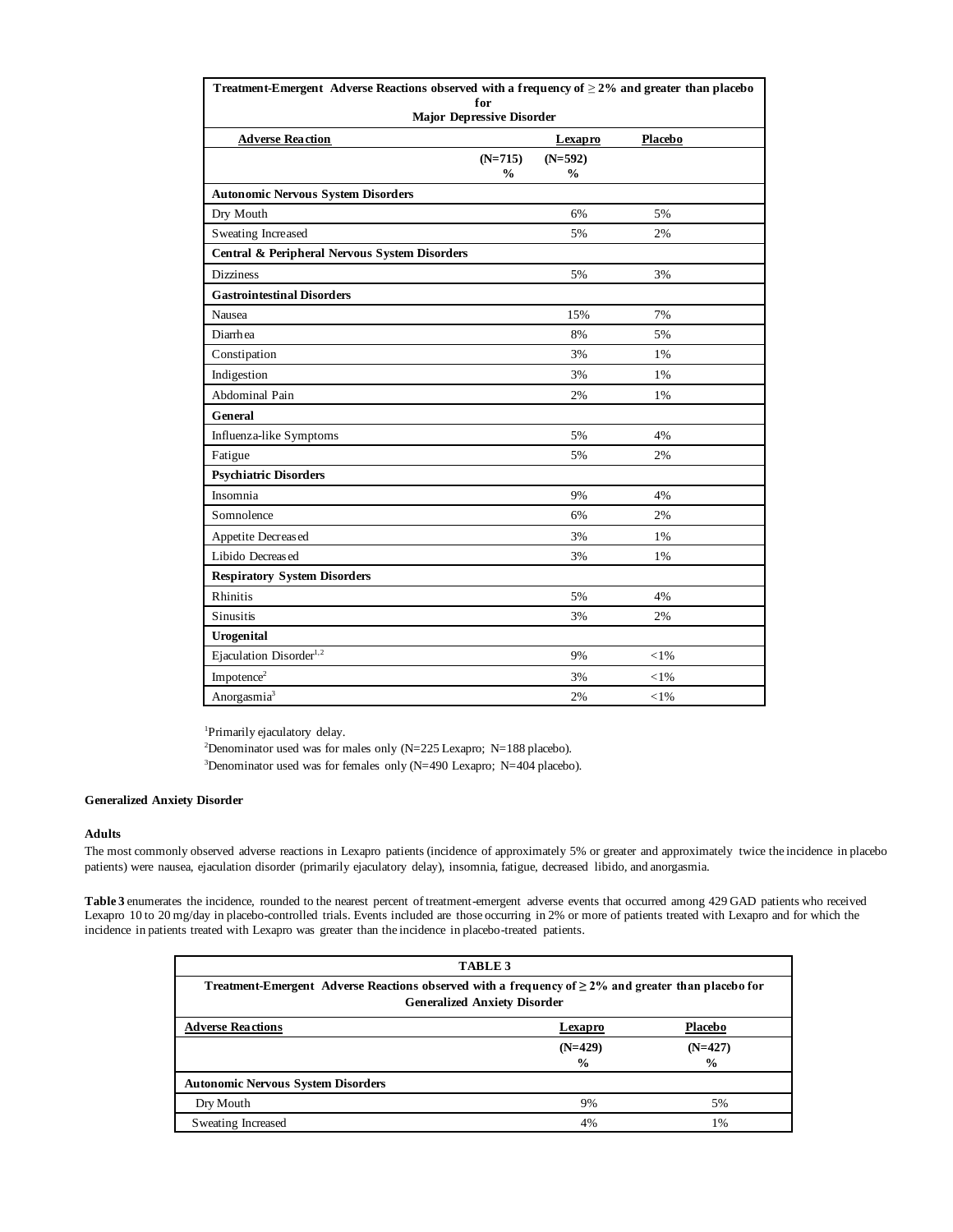| Treatment-Emergent Adverse Reactions observed with a frequency of ≥ 2% and greater than placebo for Major Depressive Disorder | | |
|---|---|---|
| **Adverse Reaction** | **Lexapro** | **Placebo** |
| | **(N=715) %** | **(N=592) %** |
| **Autonomic Nervous System Disorders** | | |
| Dry Mouth | 6% | 5% |
| Sweating Increased | 5% | 2% |
| **Central & Peripheral Nervous System Disorders** | | |
| Dizziness | 5% | 3% |
| **Gastrointestinal Disorders** | | |
| Nausea | 15% | 7% |
| Diarrhea | 8% | 5% |
| Constipation | 3% | 1% |
| Indigestion | 3% | 1% |
| Abdominal Pain | 2% | 1% |
| **General** | | |
| Influenza-like Symptoms | 5% | 4% |
| Fatigue | 5% | 2% |
| **Psychiatric Disorders** | | |
| Insomnia | 9% | 4% |
| Somnolence | 6% | 2% |
| Appetite Decreased | 3% | 1% |
| Libido Decreased | 3% | 1% |
| **Respiratory System Disorders** | | |
| Rhinitis | 5% | 4% |
| Sinusitis | 3% | 2% |
| **Urogenital** | | |
| Ejaculation Disorder[1,2] | 9% | <1% |
| Impotence[2] | 3% | <1% |
| Anorgasmia[3] | 2% | <1% |

[1]Primarily ejaculatory delay.
[2]Denominator used was for males only (N=225 Lexapro; N=188 placebo).
[3]Denominator used was for females only (N=490 Lexapro; N=404 placebo).

**Generalized Anxiety Disorder**

**Adults**

The most commonly observed adverse reactions in Lexapro patients (incidence of approximately 5% or greater and approximately twice the incidence in placebo patients) were nausea, ejaculation disorder (primarily ejaculatory delay), insomnia, fatigue, decreased libido, and anorgasmia.

**Table 3** enumerates the incidence, rounded to the nearest percent of treatment-emergent adverse events that occurred among 429 GAD patients who received Lexapro 10 to 20 mg/day in placebo-controlled trials. Events included are those occurring in 2% or more of patients treated with Lexapro and for which the incidence in patients treated with Lexapro was greater than the incidence in placebo-treated patients.

| TABLE 3 Treatment-Emergent Adverse Reactions observed with a frequency of ≥ 2% and greater than placebo for Generalized Anxiety Disorder | | |
|---|---|---|
| **Adverse Reactions** | **Lexapro** | **Placebo** |
| | **(N=429) %** | **(N=427) %** |
| **Autonomic Nervous System Disorders** | | |
| Dry Mouth | 9% | 5% |
| Sweating Increased | 4% | 1% |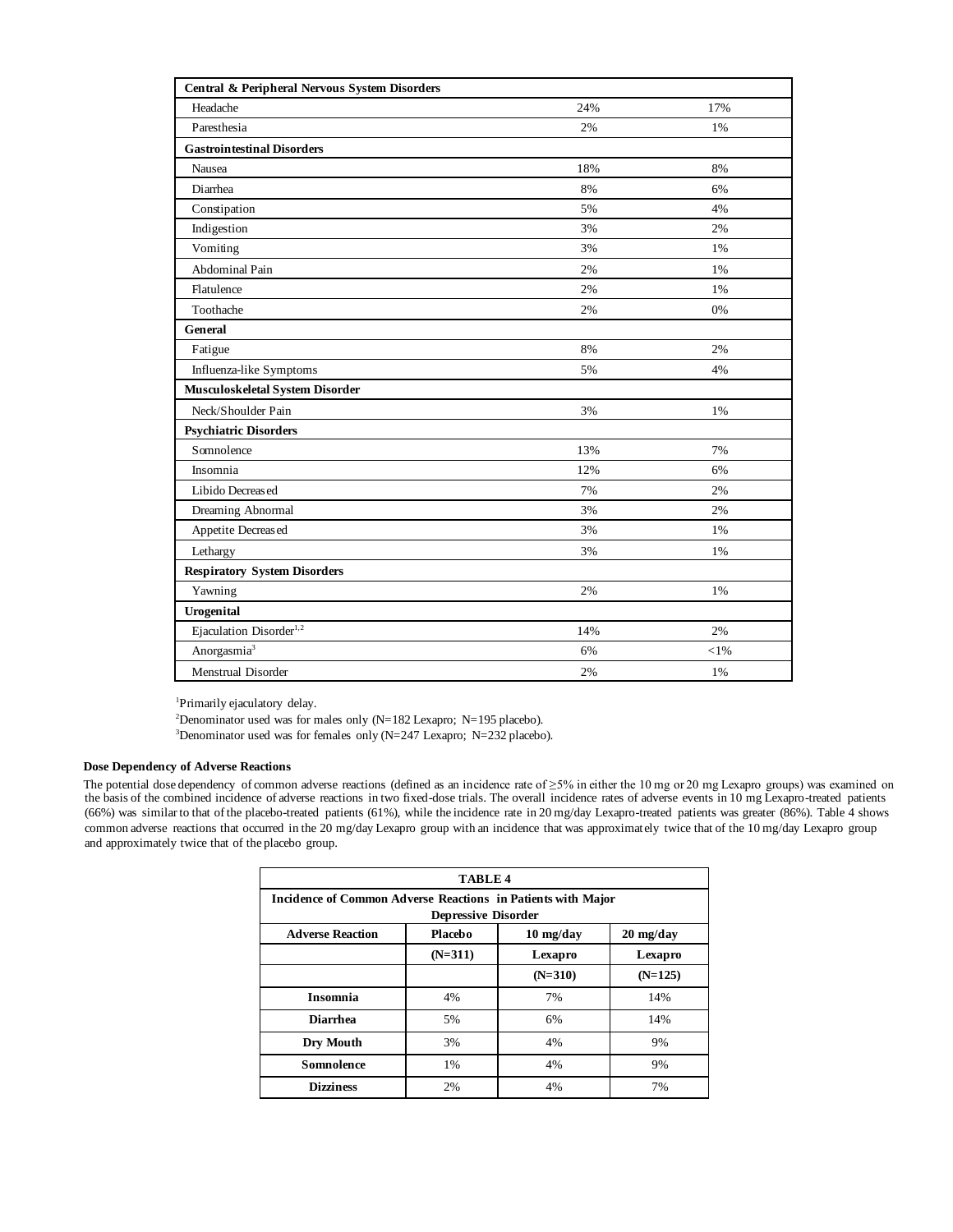| | | |
|---|---|---|
| **Central & Peripheral Nervous System Disorders** | | |
| Headache | 24% | 17% |
| Paresthesia | 2% | 1% |
| **Gastrointestinal Disorders** | | |
| Nausea | 18% | 8% |
| Diarrhea | 8% | 6% |
| Constipation | 5% | 4% |
| Indigestion | 3% | 2% |
| Vomiting | 3% | 1% |
| Abdominal Pain | 2% | 1% |
| Flatulence | 2% | 1% |
| Toothache | 2% | 0% |
| **General** | | |
| Fatigue | 8% | 2% |
| Influenza-like Symptoms | 5% | 4% |
| **Musculoskeletal System Disorder** | | |
| Neck/Shoulder Pain | 3% | 1% |
| **Psychiatric Disorders** | | |
| Somnolence | 13% | 7% |
| Insomnia | 12% | 6% |
| Libido Decreased | 7% | 2% |
| Dreaming Abnormal | 3% | 2% |
| Appetite Decreased | 3% | 1% |
| Lethargy | 3% | 1% |
| **Respiratory System Disorders** | | |
| Yawning | 2% | 1% |
| **Urogenital** | | |
| Ejaculation Disorder[1,2] | 14% | 2% |
| Anorgasmia[3] | 6% | <1% |
| Menstrual Disorder | 2% | 1% |

[1]Primarily ejaculatory delay.
[2]Denominator used was for males only (N=182 Lexapro; N=195 placebo).
[3]Denominator used was for females only (N=247 Lexapro; N=232 placebo).

**Dose Dependency of Adverse Reactions**

The potential dose dependency of common adverse reactions (defined as an incidence rate of ≥5% in either the 10 mg or 20 mg Lexapro groups) was examined on the basis of the combined incidence of adverse reactions in two fixed-dose trials. The overall incidence rates of adverse events in 10 mg Lexapro-treated patients (66%) was similar to that of the placebo-treated patients (61%), while the incidence rate in 20 mg/day Lexapro-treated patients was greater (86%). Table 4 shows common adverse reactions that occurred in the 20 mg/day Lexapro group with an incidence that was approximately twice that of the 10 mg/day Lexapro group and approximately twice that of the placebo group.

**TABLE 4**

**Incidence of Common Adverse Reactions in Patients with Major Depressive Disorder**

| Adverse Reaction | Placebo | 10 mg/day | 20 mg/day |
|---|---|---|---|
| | (N=311) | Lexapro | Lexapro |
| | | (N=310) | (N=125) |
| **Insomnia** | 4% | 7% | 14% |
| **Diarrhea** | 5% | 6% | 14% |
| **Dry Mouth** | 3% | 4% | 9% |
| **Somnolence** | 1% | 4% | 9% |
| **Dizziness** | 2% | 4% | 7% |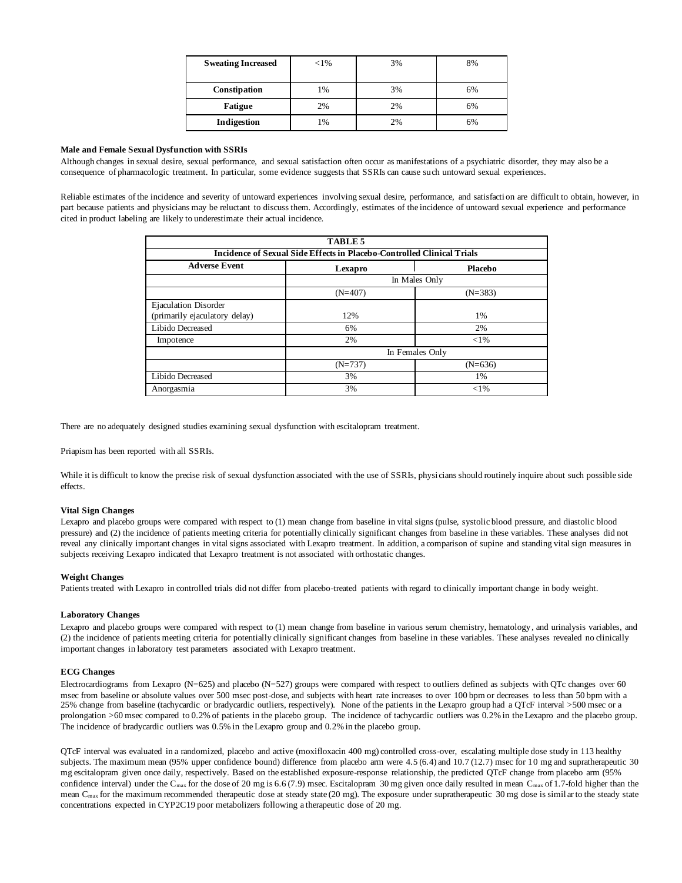| Sweating Increased | <1% | 3% | 8% |
|---|---|---|---|
| Constipation | 1% | 3% | 6% |
| Fatigue | 2% | 2% | 6% |
| Indigestion | 1% | 2% | 6% |

**Male and Female Sexual Dysfunction with SSRIs**

Although changes in sexual desire, sexual performance, and sexual satisfaction often occur as manifestations of a psychiatric disorder, they may also be a consequence of pharmacologic treatment. In particular, some evidence suggests that SSRIs can cause such untoward sexual experiences.

Reliable estimates of the incidence and severity of untoward experiences involving sexual desire, performance, and satisfaction are difficult to obtain, however, in part because patients and physicians may be reluctant to discuss them. Accordingly, estimates of the incidence of untoward sexual experience and performance cited in product labeling are likely to underestimate their actual incidence.

**TABLE 5**
**Incidence of Sexual Side Effects in Placebo-Controlled Clinical Trials**

| Adverse Event | Lexapro | Placebo |
|---|---|---|
| | In Males Only | |
| | (N=407) | (N=383) |
| Ejaculation Disorder (primarily ejaculatory delay) | 12% | 1% |
| Libido Decreased | 6% | 2% |
| Impotence | 2% | <1% |
| | In Females Only | |
| | (N=737) | (N=636) |
| Libido Decreased | 3% | 1% |
| Anorgasmia | 3% | <1% |

There are no adequately designed studies examining sexual dysfunction with escitalopram treatment.

Priapism has been reported with all SSRIs.

While it is difficult to know the precise risk of sexual dysfunction associated with the use of SSRIs, physicians should routinely inquire about such possible side effects.

**Vital Sign Changes**

Lexapro and placebo groups were compared with respect to (1) mean change from baseline in vital signs (pulse, systolic blood pressure, and diastolic blood pressure) and (2) the incidence of patients meeting criteria for potentially clinically significant changes from baseline in these variables. These analyses did not reveal any clinically important changes in vital signs associated with Lexapro treatment. In addition, a comparison of supine and standing vital sign measures in subjects receiving Lexapro indicated that Lexapro treatment is not associated with orthostatic changes.

**Weight Changes**

Patients treated with Lexapro in controlled trials did not differ from placebo-treated patients with regard to clinically important change in body weight.

**Laboratory Changes**

Lexapro and placebo groups were compared with respect to (1) mean change from baseline in various serum chemistry, hematology, and urinalysis variables, and (2) the incidence of patients meeting criteria for potentially clinically significant changes from baseline in these variables. These analyses revealed no clinically important changes in laboratory test parameters associated with Lexapro treatment.

**ECG Changes**

Electrocardiograms from Lexapro (N=625) and placebo (N=527) groups were compared with respect to outliers defined as subjects with QTc changes over 60 msec from baseline or absolute values over 500 msec post-dose, and subjects with heart rate increases to over 100 bpm or decreases to less than 50 bpm with a 25% change from baseline (tachycardic or bradycardic outliers, respectively). None of the patients in the Lexapro group had a QTcF interval >500 msec or a prolongation >60 msec compared to 0.2% of patients in the placebo group. The incidence of tachycardic outliers was 0.2% in the Lexapro and the placebo group. The incidence of bradycardic outliers was 0.5% in the Lexapro group and 0.2% in the placebo group.

QTcF interval was evaluated in a randomized, placebo and active (moxifloxacin 400 mg) controlled cross-over, escalating multiple dose study in 113 healthy subjects. The maximum mean (95% upper confidence bound) difference from placebo arm were 4.5 (6.4) and 10.7 (12.7) msec for 10 mg and supratherapeutic 30 mg escitalopram given once daily, respectively. Based on the established exposure-response relationship, the predicted QTcF change from placebo arm (95% confidence interval) under the $C_{max}$ for the dose of 20 mg is 6.6 (7.9) msec. Escitalopram 30 mg given once daily resulted in mean $C_{max}$ of 1.7-fold higher than the mean $C_{max}$ for the maximum recommended therapeutic dose at steady state (20 mg). The exposure under supratherapeutic 30 mg dose is similar to the steady state concentrations expected in CYP2C19 poor metabolizers following a therapeutic dose of 20 mg.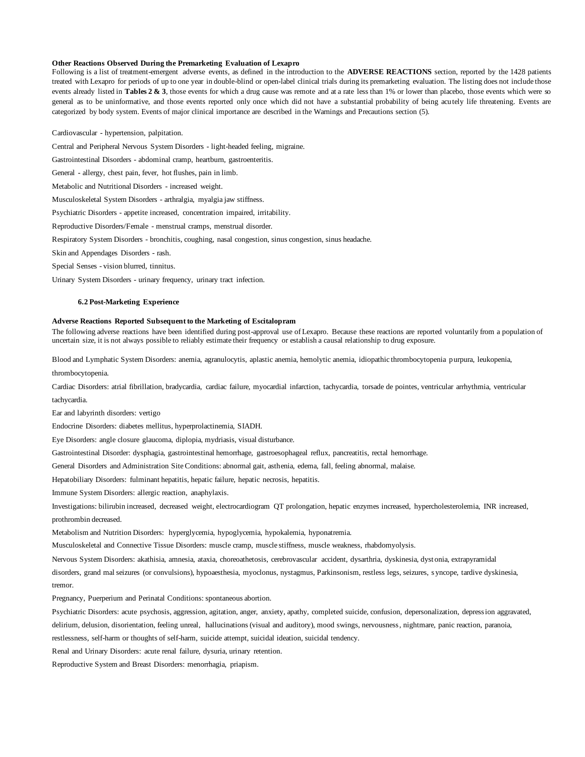**Other Reactions Observed During the Premarketing Evaluation of Lexapro**

Following is a list of treatment-emergent adverse events, as defined in the introduction to the **ADVERSE REACTIONS** section, reported by the 1428 patients treated with Lexapro for periods of up to one year in double-blind or open-label clinical trials during its premarketing evaluation. The listing does not include those events already listed in **Tables 2 & 3**, those events for which a drug cause was remote and at a rate less than 1% or lower than placebo, those events which were so general as to be uninformative, and those events reported only once which did not have a substantial probability of being acutely life threatening. Events are categorized by body system. Events of major clinical importance are described in the Warnings and Precautions section (5).

Cardiovascular - hypertension, palpitation.

Central and Peripheral Nervous System Disorders - light-headed feeling, migraine.

Gastrointestinal Disorders - abdominal cramp, heartburn, gastroenteritis.

General - allergy, chest pain, fever, hot flushes, pain in limb.

Metabolic and Nutritional Disorders - increased weight.

Musculoskeletal System Disorders - arthralgia, myalgia jaw stiffness.

Psychiatric Disorders - appetite increased, concentration impaired, irritability.

Reproductive Disorders/Female - menstrual cramps, menstrual disorder.

Respiratory System Disorders - bronchitis, coughing, nasal congestion, sinus congestion, sinus headache.

Skin and Appendages Disorders - rash.

Special Senses - vision blurred, tinnitus.

Urinary System Disorders - urinary frequency, urinary tract infection.

### 6.2 Post-Marketing Experience

**Adverse Reactions Reported Subsequent to the Marketing of Escitalopram**

The following adverse reactions have been identified during post-approval use of Lexapro. Because these reactions are reported voluntarily from a population of uncertain size, it is not always possible to reliably estimate their frequency or establish a causal relationship to drug exposure.

Blood and Lymphatic System Disorders: anemia, agranulocytis, aplastic anemia, hemolytic anemia, idiopathic thrombocytopenia purpura, leukopenia, thrombocytopenia.

Cardiac Disorders: atrial fibrillation, bradycardia, cardiac failure, myocardial infarction, tachycardia, torsade de pointes, ventricular arrhythmia, ventricular tachycardia.

Ear and labyrinth disorders: vertigo

Endocrine Disorders: diabetes mellitus, hyperprolactinemia, SIADH.

Eye Disorders: angle closure glaucoma, diplopia, mydriasis, visual disturbance.

Gastrointestinal Disorder: dysphagia, gastrointestinal hemorrhage, gastroesophageal reflux, pancreatitis, rectal hemorrhage.

General Disorders and Administration Site Conditions: abnormal gait, asthenia, edema, fall, feeling abnormal, malaise.

Hepatobiliary Disorders: fulminant hepatitis, hepatic failure, hepatic necrosis, hepatitis.

Immune System Disorders: allergic reaction, anaphylaxis.

Investigations: bilirubin increased, decreased weight, electrocardiogram QT prolongation, hepatic enzymes increased, hypercholesterolemia, INR increased, prothrombin decreased.

Metabolism and Nutrition Disorders: hyperglycemia, hypoglycemia, hypokalemia, hyponatremia.

Musculoskeletal and Connective Tissue Disorders: muscle cramp, muscle stiffness, muscle weakness, rhabdomyolysis.

Nervous System Disorders: akathisia, amnesia, ataxia, choreoathetosis, cerebrovascular accident, dysarthria, dyskinesia, dystonia, extrapyramidal disorders, grand mal seizures (or convulsions), hypoaesthesia, myoclonus, nystagmus, Parkinsonism, restless legs, seizures, syncope, tardive dyskinesia, tremor.

Pregnancy, Puerperium and Perinatal Conditions: spontaneous abortion.

Psychiatric Disorders: acute psychosis, aggression, agitation, anger, anxiety, apathy, completed suicide, confusion, depersonalization, depression aggravated, delirium, delusion, disorientation, feeling unreal, hallucinations (visual and auditory), mood swings, nervousness, nightmare, panic reaction, paranoia, restlessness, self-harm or thoughts of self-harm, suicide attempt, suicidal ideation, suicidal tendency.

Renal and Urinary Disorders: acute renal failure, dysuria, urinary retention.

Reproductive System and Breast Disorders: menorrhagia, priapism.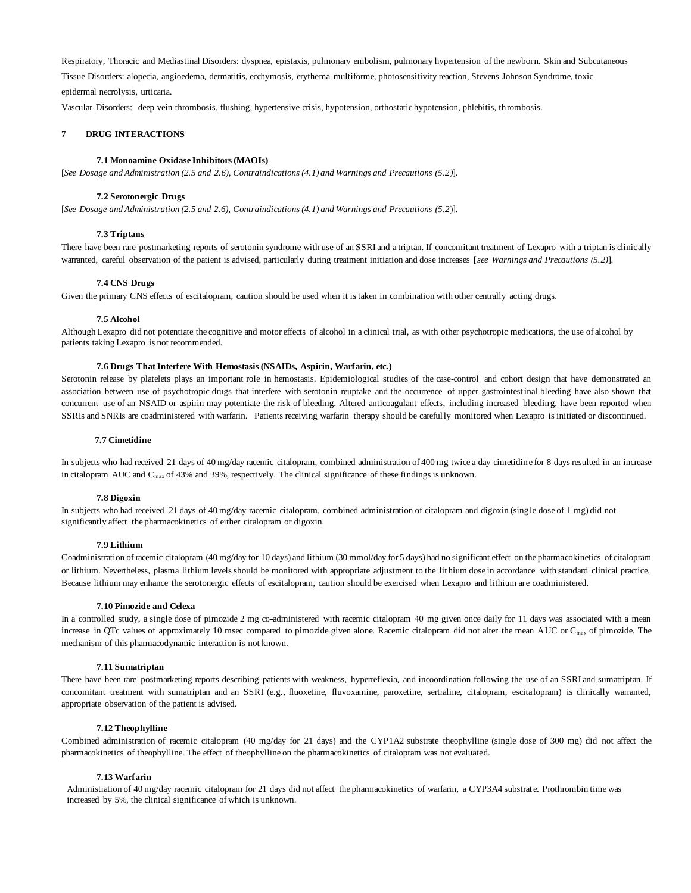Respiratory, Thoracic and Mediastinal Disorders: dyspnea, epistaxis, pulmonary embolism, pulmonary hypertension of the newborn. Skin and Subcutaneous Tissue Disorders: alopecia, angioedema, dermatitis, ecchymosis, erythema multiforme, photosensitivity reaction, Stevens Johnson Syndrome, toxic epidermal necrolysis, urticaria.

Vascular Disorders: deep vein thrombosis, flushing, hypertensive crisis, hypotension, orthostatic hypotension, phlebitis, thrombosis.

## 7 DRUG INTERACTIONS

### 7.1 Monoamine Oxidase Inhibitors (MAOIs)

[*See Dosage and Administration (2.5 and 2.6), Contraindications (4.1) and Warnings and Precautions (5.2)*].

### 7.2 Serotonergic Drugs

[*See Dosage and Administration (2.5 and 2.6), Contraindications (4.1) and Warnings and Precautions (5.2)*].

### 7.3 Triptans

There have been rare postmarketing reports of serotonin syndrome with use of an SSRI and a triptan. If concomitant treatment of Lexapro with a triptan is clinically warranted, careful observation of the patient is advised, particularly during treatment initiation and dose increases [*see Warnings and Precautions (5.2)*].

### 7.4 CNS Drugs

Given the primary CNS effects of escitalopram, caution should be used when it is taken in combination with other centrally acting drugs.

### 7.5 Alcohol

Although Lexapro did not potentiate the cognitive and motor effects of alcohol in a clinical trial, as with other psychotropic medications, the use of alcohol by patients taking Lexapro is not recommended.

### 7.6 Drugs That Interfere With Hemostasis (NSAIDs, Aspirin, Warfarin, etc.)

Serotonin release by platelets plays an important role in hemostasis. Epidemiological studies of the case-control and cohort design that have demonstrated an association between use of psychotropic drugs that interfere with serotonin reuptake and the occurrence of upper gastrointestinal bleeding have also shown that concurrent use of an NSAID or aspirin may potentiate the risk of bleeding. Altered anticoagulant effects, including increased bleeding, have been reported when SSRIs and SNRIs are coadministered with warfarin. Patients receiving warfarin therapy should be carefully monitored when Lexapro is initiated or discontinued.

### 7.7 Cimetidine

In subjects who had received 21 days of 40 mg/day racemic citalopram, combined administration of 400 mg twice a day cimetidine for 8 days resulted in an increase in citalopram AUC and $C_{max}$ of 43% and 39%, respectively. The clinical significance of these findings is unknown.

### 7.8 Digoxin

In subjects who had received 21 days of 40 mg/day racemic citalopram, combined administration of citalopram and digoxin (single dose of 1 mg) did not significantly affect the pharmacokinetics of either citalopram or digoxin.

### 7.9 Lithium

Coadministration of racemic citalopram (40 mg/day for 10 days) and lithium (30 mmol/day for 5 days) had no significant effect on the pharmacokinetics of citalopram or lithium. Nevertheless, plasma lithium levels should be monitored with appropriate adjustment to the lithium dose in accordance with standard clinical practice. Because lithium may enhance the serotonergic effects of escitalopram, caution should be exercised when Lexapro and lithium are coadministered.

### 7.10 Pimozide and Celexa

In a controlled study, a single dose of pimozide 2 mg co-administered with racemic citalopram 40 mg given once daily for 11 days was associated with a mean increase in QTc values of approximately 10 msec compared to pimozide given alone. Racemic citalopram did not alter the mean AUC or $C_{max}$ of pimozide. The mechanism of this pharmacodynamic interaction is not known.

### 7.11 Sumatriptan

There have been rare postmarketing reports describing patients with weakness, hyperreflexia, and incoordination following the use of an SSRI and sumatriptan. If concomitant treatment with sumatriptan and an SSRI (e.g., fluoxetine, fluvoxamine, paroxetine, sertraline, citalopram, escitalopram) is clinically warranted, appropriate observation of the patient is advised.

### 7.12 Theophylline

Combined administration of racemic citalopram (40 mg/day for 21 days) and the CYP1A2 substrate theophylline (single dose of 300 mg) did not affect the pharmacokinetics of theophylline. The effect of theophylline on the pharmacokinetics of citalopram was not evaluated.

### 7.13 Warfarin

Administration of 40 mg/day racemic citalopram for 21 days did not affect the pharmacokinetics of warfarin, a CYP3A4 substrate. Prothrombin time was increased by 5%, the clinical significance of which is unknown.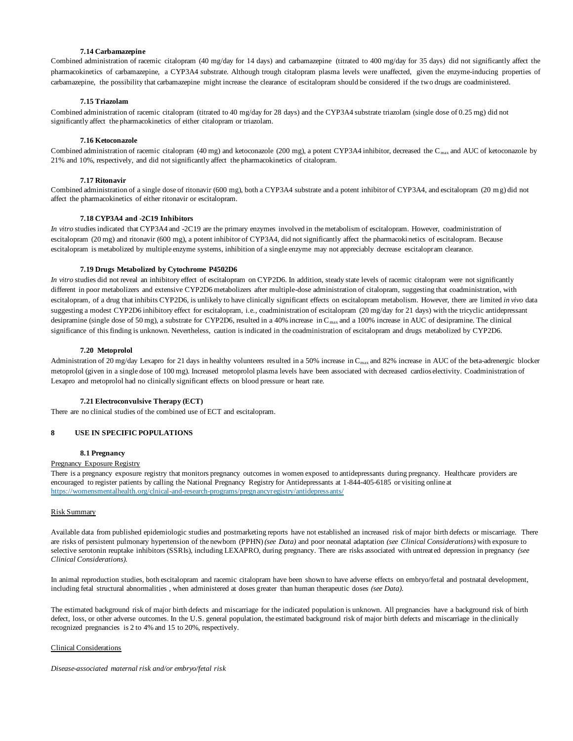### 7.14 Carbamazepine

Combined administration of racemic citalopram (40 mg/day for 14 days) and carbamazepine (titrated to 400 mg/day for 35 days) did not significantly affect the pharmacokinetics of carbamazepine, a CYP3A4 substrate. Although trough citalopram plasma levels were unaffected, given the enzyme-inducing properties of carbamazepine, the possibility that carbamazepine might increase the clearance of escitalopram should be considered if the two drugs are coadministered.

### 7.15 Triazolam

Combined administration of racemic citalopram (titrated to 40 mg/day for 28 days) and the CYP3A4 substrate triazolam (single dose of 0.25 mg) did not significantly affect the pharmacokinetics of either citalopram or triazolam.

### 7.16 Ketoconazole

Combined administration of racemic citalopram (40 mg) and ketoconazole (200 mg), a potent CYP3A4 inhibitor, decreased the $C_{max}$ and AUC of ketoconazole by 21% and 10%, respectively, and did not significantly affect the pharmacokinetics of citalopram.

### 7.17 Ritonavir

Combined administration of a single dose of ritonavir (600 mg), both a CYP3A4 substrate and a potent inhibitor of CYP3A4, and escitalopram (20 mg) did not affect the pharmacokinetics of either ritonavir or escitalopram.

### 7.18 CYP3A4 and -2C19 Inhibitors

*In vitro* studies indicated that CYP3A4 and -2C19 are the primary enzymes involved in the metabolism of escitalopram. However, coadministration of escitalopram (20 mg) and ritonavir (600 mg), a potent inhibitor of CYP3A4, did not significantly affect the pharmacokinetics of escitalopram. Because escitalopram is metabolized by multiple enzyme systems, inhibition of a single enzyme may not appreciably decrease escitalopram clearance.

### 7.19 Drugs Metabolized by Cytochrome P4502D6

*In vitro* studies did not reveal an inhibitory effect of escitalopram on CYP2D6. In addition, steady state levels of racemic citalopram were not significantly different in poor metabolizers and extensive CYP2D6 metabolizers after multiple-dose administration of citalopram, suggesting that coadministration, with escitalopram, of a drug that inhibits CYP2D6, is unlikely to have clinically significant effects on escitalopram metabolism. However, there are limited *in vivo* data suggesting a modest CYP2D6 inhibitory effect for escitalopram, i.e., coadministration of escitalopram (20 mg/day for 21 days) with the tricyclic antidepressant desipramine (single dose of 50 mg), a substrate for CYP2D6, resulted in a 40% increase in $C_{max}$ and a 100% increase in AUC of desipramine. The clinical significance of this finding is unknown. Nevertheless, caution is indicated in the coadministration of escitalopram and drugs metabolized by CYP2D6.

### 7.20 Metoprolol

Administration of 20 mg/day Lexapro for 21 days in healthy volunteers resulted in a 50% increase in $C_{max}$ and 82% increase in AUC of the beta-adrenergic blocker metoprolol (given in a single dose of 100 mg). Increased metoprolol plasma levels have been associated with decreased cardioselectivity. Coadministration of Lexapro and metoprolol had no clinically significant effects on blood pressure or heart rate.

### 7.21 Electroconvulsive Therapy (ECT)

There are no clinical studies of the combined use of ECT and escitalopram.

## 8 USE IN SPECIFIC POPULATIONS

### 8.1 Pregnancy

Pregnancy Exposure Registry

There is a pregnancy exposure registry that monitors pregnancy outcomes in women exposed to antidepressants during pregnancy. Healthcare providers are encouraged to register patients by calling the National Pregnancy Registry for Antidepressants at 1-844-405-6185 or visiting online at https://womensmentalhealth.org/clnical-and-research-programs/pregnancyregistry/antidepressants/

Risk Summary

Available data from published epidemiologic studies and postmarketing reports have not established an increased risk of major birth defects or miscarriage. There are risks of persistent pulmonary hypertension of the newborn (PPHN) *(see Data)* and poor neonatal adaptation *(see Clinical Considerations)* with exposure to selective serotonin reuptake inhibitors (SSRIs), including LEXAPRO, during pregnancy. There are risks associated with untreated depression in pregnancy *(see Clinical Considerations).*

In animal reproduction studies, both escitalopram and racemic citalopram have been shown to have adverse effects on embryo/fetal and postnatal development, including fetal structural abnormalities , when administered at doses greater than human therapeutic doses *(see Data).*

The estimated background risk of major birth defects and miscarriage for the indicated population is unknown. All pregnancies have a background risk of birth defect, loss, or other adverse outcomes. In the U.S. general population, the estimated background risk of major birth defects and miscarriage in the clinically recognized pregnancies is 2 to 4% and 15 to 20%, respectively.

Clinical Considerations

*Disease-associated maternal risk and/or embryo/fetal risk*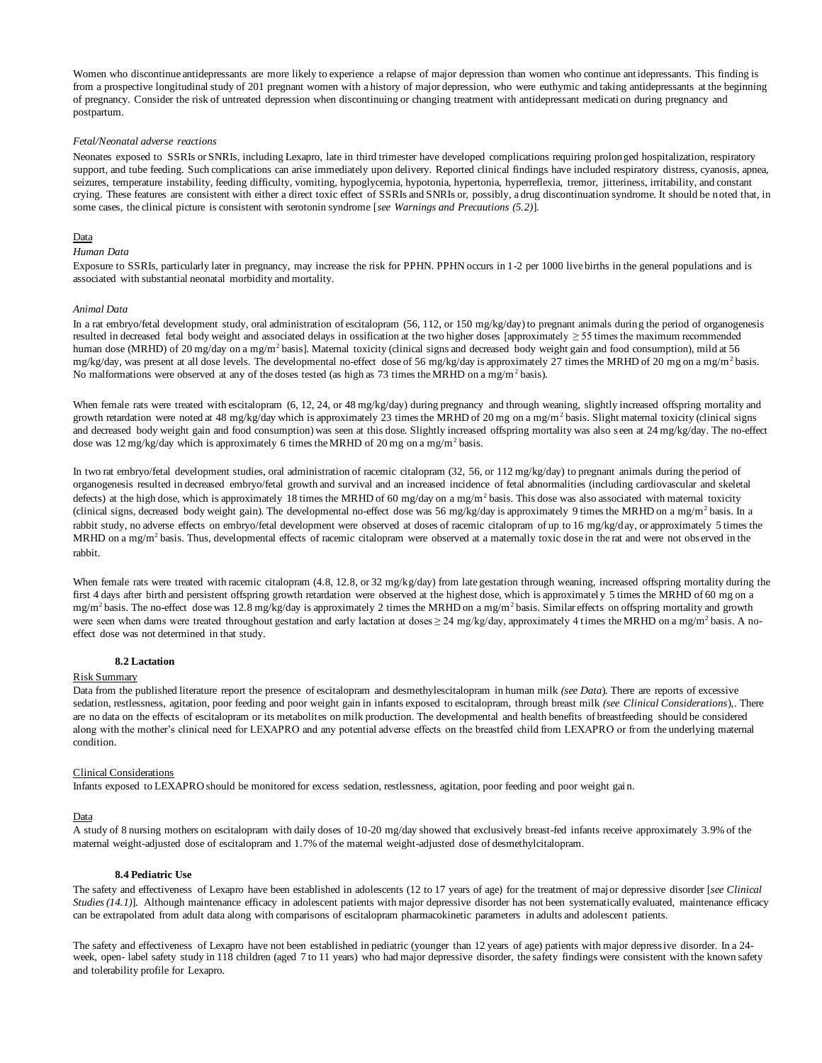Women who discontinue antidepressants are more likely to experience a relapse of major depression than women who continue antidepressants. This finding is from a prospective longitudinal study of 201 pregnant women with a history of major depression, who were euthymic and taking antidepressants at the beginning of pregnancy. Consider the risk of untreated depression when discontinuing or changing treatment with antidepressant medication during pregnancy and postpartum.

*Fetal/Neonatal adverse reactions*

Neonates exposed to SSRIs or SNRIs, including Lexapro, late in third trimester have developed complications requiring prolonged hospitalization, respiratory support, and tube feeding. Such complications can arise immediately upon delivery. Reported clinical findings have included respiratory distress, cyanosis, apnea, seizures, temperature instability, feeding difficulty, vomiting, hypoglycemia, hypotonia, hypertonia, hyperreflexia, tremor, jitteriness, irritability, and constant crying. These features are consistent with either a direct toxic effect of SSRIs and SNRIs or, possibly, a drug discontinuation syndrome. It should be noted that, in some cases, the clinical picture is consistent with serotonin syndrome [*see Warnings and Precautions (5.2)*].

Data

*Human Data*

Exposure to SSRIs, particularly later in pregnancy, may increase the risk for PPHN. PPHN occurs in 1-2 per 1000 live births in the general populations and is associated with substantial neonatal morbidity and mortality.

*Animal Data*

In a rat embryo/fetal development study, oral administration of escitalopram (56, 112, or 150 mg/kg/day) to pregnant animals during the period of organogenesis resulted in decreased fetal body weight and associated delays in ossification at the two higher doses [approximately ≥ 55 times the maximum recommended human dose (MRHD) of 20 mg/day on a mg/$m^2$ basis]. Maternal toxicity (clinical signs and decreased body weight gain and food consumption), mild at 56 mg/kg/day, was present at all dose levels. The developmental no-effect dose of 56 mg/kg/day is approximately 27 times the MRHD of 20 mg on a mg/$m^2$ basis. No malformations were observed at any of the doses tested (as high as 73 times the MRHD on a mg/$m^2$ basis).

When female rats were treated with escitalopram (6, 12, 24, or 48 mg/kg/day) during pregnancy and through weaning, slightly increased offspring mortality and growth retardation were noted at 48 mg/kg/day which is approximately 23 times the MRHD of 20 mg on a mg/$m^2$ basis. Slight maternal toxicity (clinical signs and decreased body weight gain and food consumption) was seen at this dose. Slightly increased offspring mortality was also seen at 24 mg/kg/day. The no-effect dose was 12 mg/kg/day which is approximately 6 times the MRHD of 20 mg on a mg/$m^2$ basis.

In two rat embryo/fetal development studies, oral administration of racemic citalopram (32, 56, or 112 mg/kg/day) to pregnant animals during the period of organogenesis resulted in decreased embryo/fetal growth and survival and an increased incidence of fetal abnormalities (including cardiovascular and skeletal defects) at the high dose, which is approximately 18 times the MRHD of 60 mg/day on a mg/$m^2$ basis. This dose was also associated with maternal toxicity (clinical signs, decreased body weight gain). The developmental no-effect dose was 56 mg/kg/day is approximately 9 times the MRHD on a mg/$m^2$ basis. In a rabbit study, no adverse effects on embryo/fetal development were observed at doses of racemic citalopram of up to 16 mg/kg/day, or approximately 5 times the MRHD on a mg/$m^2$ basis. Thus, developmental effects of racemic citalopram were observed at a maternally toxic dose in the rat and were not observed in the rabbit.

When female rats were treated with racemic citalopram (4.8, 12.8, or 32 mg/kg/day) from late gestation through weaning, increased offspring mortality during the first 4 days after birth and persistent offspring growth retardation were observed at the highest dose, which is approximately 5 times the MRHD of 60 mg on a mg/$m^2$ basis. The no-effect dose was 12.8 mg/kg/day is approximately 2 times the MRHD on a mg/$m^2$ basis. Similar effects on offspring mortality and growth were seen when dams were treated throughout gestation and early lactation at doses ≥ 24 mg/kg/day, approximately 4 times the MRHD on a mg/$m^2$ basis. A no-effect dose was not determined in that study.

### 8.2 Lactation

Risk Summary

Data from the published literature report the presence of escitalopram and desmethylescitalopram in human milk *(see Data)*. There are reports of excessive sedation, restlessness, agitation, poor feeding and poor weight gain in infants exposed to escitalopram, through breast milk *(see Clinical Considerations*),. There are no data on the effects of escitalopram or its metabolites on milk production. The developmental and health benefits of breastfeeding should be considered along with the mother's clinical need for LEXAPRO and any potential adverse effects on the breastfed child from LEXAPRO or from the underlying maternal condition.

Clinical Considerations

Infants exposed to LEXAPRO should be monitored for excess sedation, restlessness, agitation, poor feeding and poor weight gain.

Data

A study of 8 nursing mothers on escitalopram with daily doses of 10-20 mg/day showed that exclusively breast-fed infants receive approximately 3.9% of the maternal weight-adjusted dose of escitalopram and 1.7% of the maternal weight-adjusted dose of desmethylcitalopram.

### 8.4 Pediatric Use

The safety and effectiveness of Lexapro have been established in adolescents (12 to 17 years of age) for the treatment of major depressive disorder [*see Clinical Studies (14.1)*]. Although maintenance efficacy in adolescent patients with major depressive disorder has not been systematically evaluated, maintenance efficacy can be extrapolated from adult data along with comparisons of escitalopram pharmacokinetic parameters in adults and adolescent patients.

The safety and effectiveness of Lexapro have not been established in pediatric (younger than 12 years of age) patients with major depressive disorder. In a 24-week, open- label safety study in 118 children (aged 7 to 11 years) who had major depressive disorder, the safety findings were consistent with the known safety and tolerability profile for Lexapro.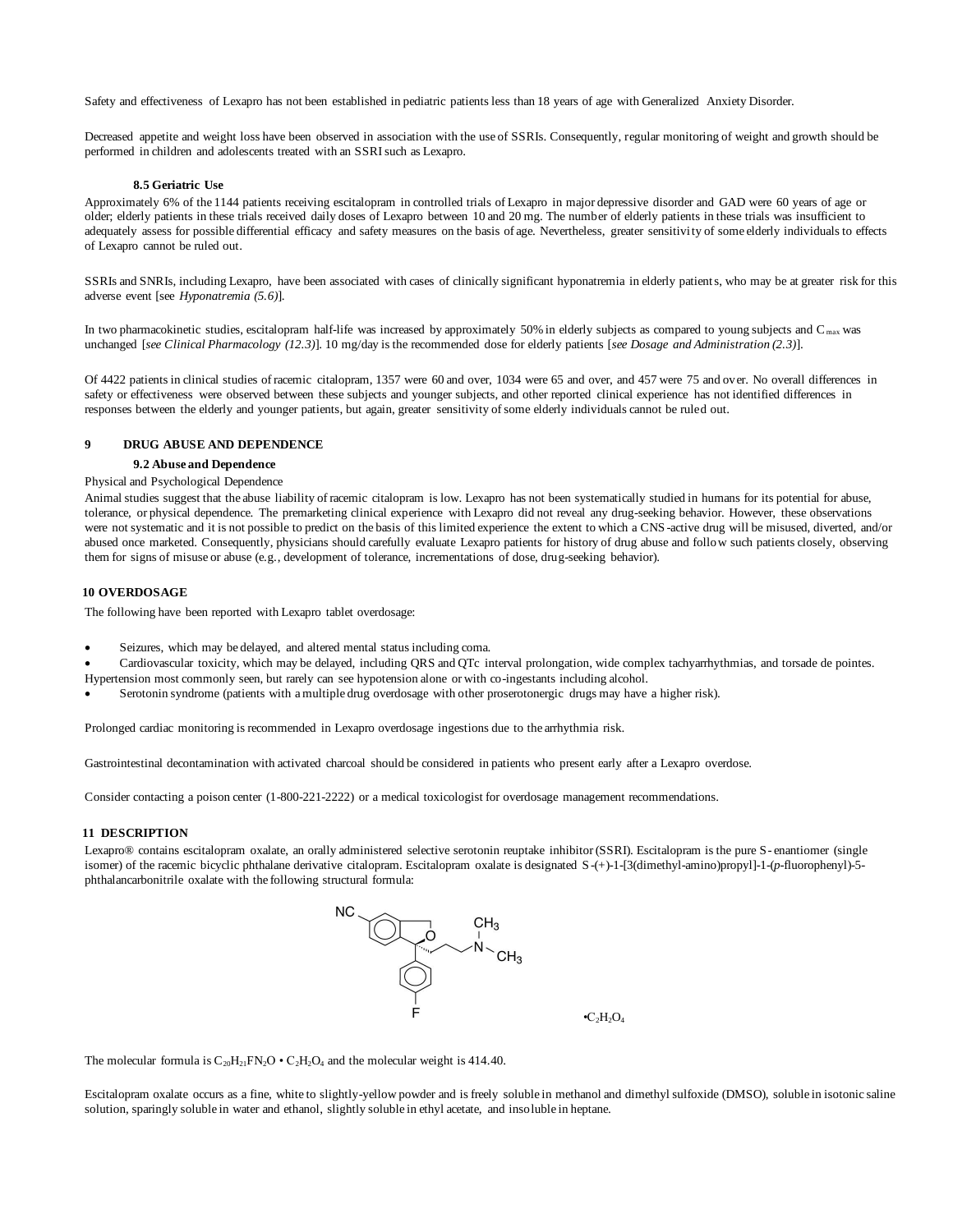Safety and effectiveness of Lexapro has not been established in pediatric patients less than 18 years of age with Generalized Anxiety Disorder.

Decreased appetite and weight loss have been observed in association with the use of SSRIs. Consequently, regular monitoring of weight and growth should be performed in children and adolescents treated with an SSRI such as Lexapro.

### 8.5 Geriatric Use

Approximately 6% of the 1144 patients receiving escitalopram in controlled trials of Lexapro in major depressive disorder and GAD were 60 years of age or older; elderly patients in these trials received daily doses of Lexapro between 10 and 20 mg. The number of elderly patients in these trials was insufficient to adequately assess for possible differential efficacy and safety measures on the basis of age. Nevertheless, greater sensitivity of some elderly individuals to effects of Lexapro cannot be ruled out.

SSRIs and SNRIs, including Lexapro, have been associated with cases of clinically significant hyponatremia in elderly patients, who may be at greater risk for this adverse event [see *Hyponatremia (5.6)*].

In two pharmacokinetic studies, escitalopram half-life was increased by approximately 50% in elderly subjects as compared to young subjects and $C_{max}$ was unchanged [*see Clinical Pharmacology (12.3)*]. 10 mg/day is the recommended dose for elderly patients [*see Dosage and Administration (2.3)*].

Of 4422 patients in clinical studies of racemic citalopram, 1357 were 60 and over, 1034 were 65 and over, and 457 were 75 and over. No overall differences in safety or effectiveness were observed between these subjects and younger subjects, and other reported clinical experience has not identified differences in responses between the elderly and younger patients, but again, greater sensitivity of some elderly individuals cannot be ruled out.

## 9 DRUG ABUSE AND DEPENDENCE

### 9.2 Abuse and Dependence

Physical and Psychological Dependence

Animal studies suggest that the abuse liability of racemic citalopram is low. Lexapro has not been systematically studied in humans for its potential for abuse, tolerance, or physical dependence. The premarketing clinical experience with Lexapro did not reveal any drug-seeking behavior. However, these observations were not systematic and it is not possible to predict on the basis of this limited experience the extent to which a CNS-active drug will be misused, diverted, and/or abused once marketed. Consequently, physicians should carefully evaluate Lexapro patients for history of drug abuse and follow such patients closely, observing them for signs of misuse or abuse (e.g., development of tolerance, incrementations of dose, drug-seeking behavior).

## 10 OVERDOSAGE

The following have been reported with Lexapro tablet overdosage:

- Seizures, which may be delayed, and altered mental status including coma.
- Cardiovascular toxicity, which may be delayed, including QRS and QTc interval prolongation, wide complex tachyarrhythmias, and torsade de pointes. Hypertension most commonly seen, but rarely can see hypotension alone or with co-ingestants including alcohol.
- Serotonin syndrome (patients with a multiple drug overdosage with other proserotonergic drugs may have a higher risk).

Prolonged cardiac monitoring is recommended in Lexapro overdosage ingestions due to the arrhythmia risk.

Gastrointestinal decontamination with activated charcoal should be considered in patients who present early after a Lexapro overdose.

Consider contacting a poison center (1-800-221-2222) or a medical toxicologist for overdosage management recommendations.

## 11 DESCRIPTION

Lexapro® contains escitalopram oxalate, an orally administered selective serotonin reuptake inhibitor (SSRI). Escitalopram is the pure S-enantiomer (single isomer) of the racemic bicyclic phthalane derivative citalopram. Escitalopram oxalate is designated S-(+)-1-[3(dimethyl-amino)propyl]-1-(*p*-fluorophenyl)-5-phthalancarbonitrile oxalate with the following structural formula:

•$C_2H_2O_4$

The molecular formula is $C_{20}H_{21}FN_2O \cdot C_2H_2O_4$ and the molecular weight is 414.40.

Escitalopram oxalate occurs as a fine, white to slightly-yellow powder and is freely soluble in methanol and dimethyl sulfoxide (DMSO), soluble in isotonic saline solution, sparingly soluble in water and ethanol, slightly soluble in ethyl acetate, and insoluble in heptane.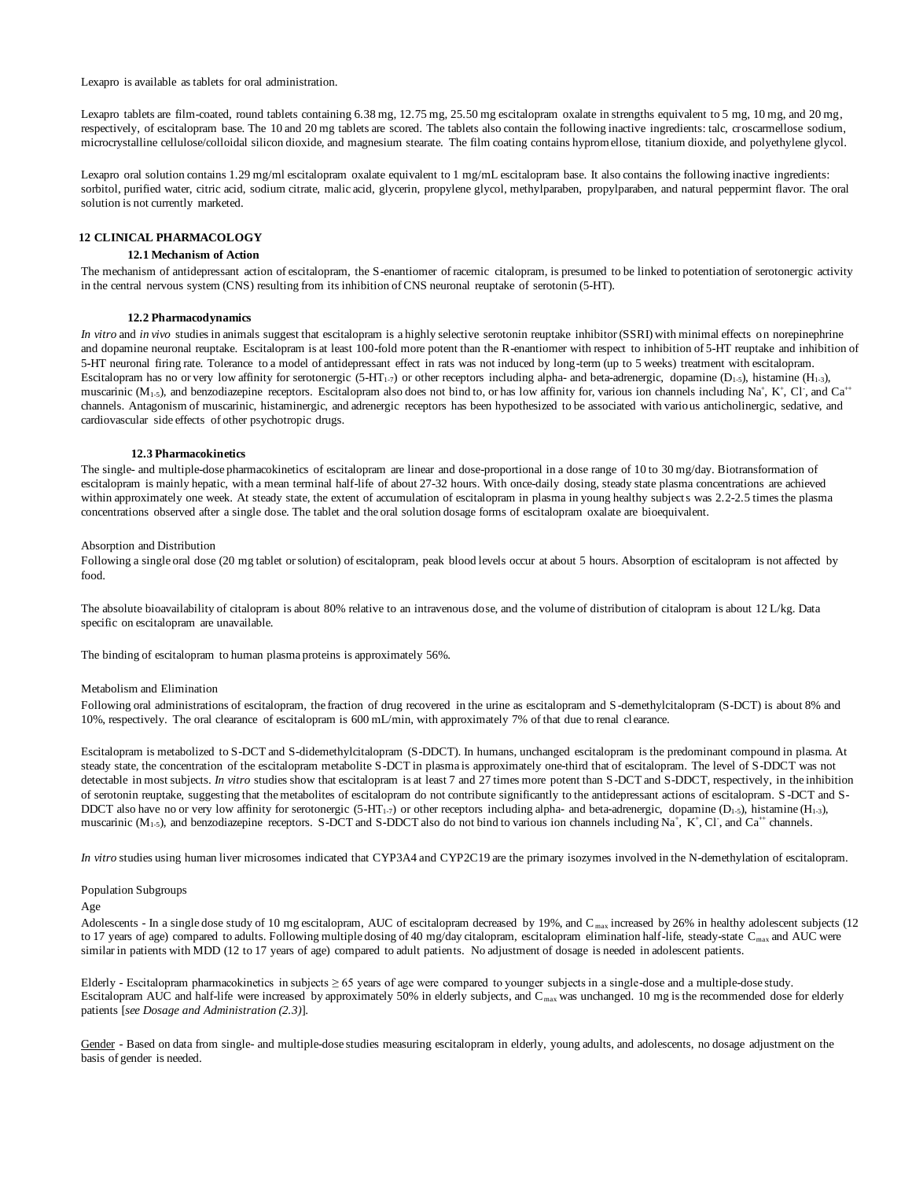Lexapro is available as tablets for oral administration.

Lexapro tablets are film-coated, round tablets containing 6.38 mg, 12.75 mg, 25.50 mg escitalopram oxalate in strengths equivalent to 5 mg, 10 mg, and 20 mg, respectively, of escitalopram base. The 10 and 20 mg tablets are scored. The tablets also contain the following inactive ingredients: talc, croscarmellose sodium, microcrystalline cellulose/colloidal silicon dioxide, and magnesium stearate. The film coating contains hypromellose, titanium dioxide, and polyethylene glycol.

Lexapro oral solution contains 1.29 mg/ml escitalopram oxalate equivalent to 1 mg/mL escitalopram base. It also contains the following inactive ingredients: sorbitol, purified water, citric acid, sodium citrate, malic acid, glycerin, propylene glycol, methylparaben, propylparaben, and natural peppermint flavor. The oral solution is not currently marketed.

## 12 CLINICAL PHARMACOLOGY

### 12.1 Mechanism of Action

The mechanism of antidepressant action of escitalopram, the S-enantiomer of racemic citalopram, is presumed to be linked to potentiation of serotonergic activity in the central nervous system (CNS) resulting from its inhibition of CNS neuronal reuptake of serotonin (5-HT).

### 12.2 Pharmacodynamics

*In vitro* and *in vivo* studies in animals suggest that escitalopram is a highly selective serotonin reuptake inhibitor (SSRI) with minimal effects on norepinephrine and dopamine neuronal reuptake. Escitalopram is at least 100-fold more potent than the R-enantiomer with respect to inhibition of 5-HT reuptake and inhibition of 5-HT neuronal firing rate. Tolerance to a model of antidepressant effect in rats was not induced by long-term (up to 5 weeks) treatment with escitalopram. Escitalopram has no or very low affinity for serotonergic ($5\text{-}HT_{1\text{-}7}$) or other receptors including alpha- and beta-adrenergic, dopamine ($D_{1\text{-}5}$), histamine ($H_{1\text{-}3}$), muscarinic ($M_{1\text{-}5}$), and benzodiazepine receptors. Escitalopram also does not bind to, or has low affinity for, various ion channels including $Na^+$, $K^+$, $Cl^-$, and $Ca^{++}$ channels. Antagonism of muscarinic, histaminergic, and adrenergic receptors has been hypothesized to be associated with various anticholinergic, sedative, and cardiovascular side effects of other psychotropic drugs.

### 12.3 Pharmacokinetics

The single- and multiple-dose pharmacokinetics of escitalopram are linear and dose-proportional in a dose range of 10 to 30 mg/day. Biotransformation of escitalopram is mainly hepatic, with a mean terminal half-life of about 27-32 hours. With once-daily dosing, steady state plasma concentrations are achieved within approximately one week. At steady state, the extent of accumulation of escitalopram in plasma in young healthy subjects was 2.2-2.5 times the plasma concentrations observed after a single dose. The tablet and the oral solution dosage forms of escitalopram oxalate are bioequivalent.

Absorption and Distribution

Following a single oral dose (20 mg tablet or solution) of escitalopram, peak blood levels occur at about 5 hours. Absorption of escitalopram is not affected by food.

The absolute bioavailability of citalopram is about 80% relative to an intravenous dose, and the volume of distribution of citalopram is about 12 L/kg. Data specific on escitalopram are unavailable.

The binding of escitalopram to human plasma proteins is approximately 56%.

Metabolism and Elimination

Following oral administrations of escitalopram, the fraction of drug recovered in the urine as escitalopram and S-demethylcitalopram (S-DCT) is about 8% and 10%, respectively. The oral clearance of escitalopram is 600 mL/min, with approximately 7% of that due to renal clearance.

Escitalopram is metabolized to S-DCT and S-didemethylcitalopram (S-DDCT). In humans, unchanged escitalopram is the predominant compound in plasma. At steady state, the concentration of the escitalopram metabolite S-DCT in plasma is approximately one-third that of escitalopram. The level of S-DDCT was not detectable in most subjects. *In vitro* studies show that escitalopram is at least 7 and 27 times more potent than S-DCT and S-DDCT, respectively, in the inhibition of serotonin reuptake, suggesting that the metabolites of escitalopram do not contribute significantly to the antidepressant actions of escitalopram. S-DCT and S-DDCT also have no or very low affinity for serotonergic ($5\text{-}HT_{1\text{-}7}$) or other receptors including alpha- and beta-adrenergic, dopamine ($D_{1\text{-}5}$), histamine ($H_{1\text{-}3}$), muscarinic ($M_{1\text{-}5}$), and benzodiazepine receptors. S-DCT and S-DDCT also do not bind to various ion channels including $Na^+$, $K^+$, $Cl^-$, and $Ca^{++}$ channels.

*In vitro* studies using human liver microsomes indicated that CYP3A4 and CYP2C19 are the primary isozymes involved in the N-demethylation of escitalopram.

Population Subgroups

Age

Adolescents - In a single dose study of 10 mg escitalopram, AUC of escitalopram decreased by 19%, and $C_{max}$ increased by 26% in healthy adolescent subjects (12 to 17 years of age) compared to adults. Following multiple dosing of 40 mg/day citalopram, escitalopram elimination half-life, steady-state $C_{max}$ and AUC were similar in patients with MDD (12 to 17 years of age) compared to adult patients. No adjustment of dosage is needed in adolescent patients.

Elderly - Escitalopram pharmacokinetics in subjects ≥ 65 years of age were compared to younger subjects in a single-dose and a multiple-dose study. Escitalopram AUC and half-life were increased by approximately 50% in elderly subjects, and $C_{max}$ was unchanged. 10 mg is the recommended dose for elderly patients [*see Dosage and Administration (2.3)*].

Gender - Based on data from single- and multiple-dose studies measuring escitalopram in elderly, young adults, and adolescents, no dosage adjustment on the basis of gender is needed.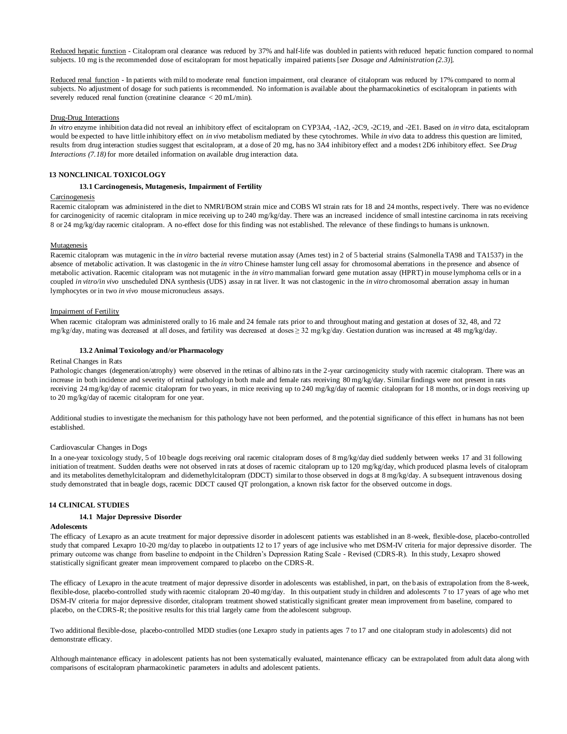Reduced hepatic function - Citalopram oral clearance was reduced by 37% and half-life was doubled in patients with reduced hepatic function compared to normal subjects. 10 mg is the recommended dose of escitalopram for most hepatically impaired patients [*see Dosage and Administration (2.3)*].

Reduced renal function - In patients with mild to moderate renal function impairment, oral clearance of citalopram was reduced by 17% compared to normal subjects. No adjustment of dosage for such patients is recommended. No information is available about the pharmacokinetics of escitalopram in patients with severely reduced renal function (creatinine clearance < 20 mL/min).

Drug-Drug Interactions

*In vitro* enzyme inhibition data did not reveal an inhibitory effect of escitalopram on CYP3A4, -1A2, -2C9, -2C19, and -2E1. Based on *in vitro* data, escitalopram would be expected to have little inhibitory effect on *in vivo* metabolism mediated by these cytochromes. While *in vivo* data to address this question are limited, results from drug interaction studies suggest that escitalopram, at a dose of 20 mg, has no 3A4 inhibitory effect and a modest 2D6 inhibitory effect. See *Drug Interactions (7.18)* for more detailed information on available drug interaction data.

## 13 NONCLINICAL TOXICOLOGY

### 13.1 Carcinogenesis, Mutagenesis, Impairment of Fertility

Carcinogenesis

Racemic citalopram was administered in the diet to NMRI/BOM strain mice and COBS WI strain rats for 18 and 24 months, respectively. There was no evidence for carcinogenicity of racemic citalopram in mice receiving up to 240 mg/kg/day. There was an increased incidence of small intestine carcinoma in rats receiving 8 or 24 mg/kg/day racemic citalopram. A no-effect dose for this finding was not established. The relevance of these findings to humans is unknown.

Mutagenesis

Racemic citalopram was mutagenic in the *in vitro* bacterial reverse mutation assay (Ames test) in 2 of 5 bacterial strains (Salmonella TA98 and TA1537) in the absence of metabolic activation. It was clastogenic in the *in vitro* Chinese hamster lung cell assay for chromosomal aberrations in the presence and absence of metabolic activation. Racemic citalopram was not mutagenic in the *in vitro* mammalian forward gene mutation assay (HPRT) in mouse lymphoma cells or in a coupled *in vitro/in vivo* unscheduled DNA synthesis (UDS) assay in rat liver. It was not clastogenic in the *in vitro* chromosomal aberration assay in human lymphocytes or in two *in vivo* mouse micronucleus assays.

Impairment of Fertility

When racemic citalopram was administered orally to 16 male and 24 female rats prior to and throughout mating and gestation at doses of 32, 48, and 72 mg/kg/day, mating was decreased at all doses, and fertility was decreased at doses ≥ 32 mg/kg/day. Gestation duration was increased at 48 mg/kg/day.

### 13.2 Animal Toxicology and/or Pharmacology

Retinal Changes in Rats

Pathologic changes (degeneration/atrophy) were observed in the retinas of albino rats in the 2-year carcinogenicity study with racemic citalopram. There was an increase in both incidence and severity of retinal pathology in both male and female rats receiving 80 mg/kg/day. Similar findings were not present in rats receiving 24 mg/kg/day of racemic citalopram for two years, in mice receiving up to 240 mg/kg/day of racemic citalopram for 18 months, or in dogs receiving up to 20 mg/kg/day of racemic citalopram for one year.

Additional studies to investigate the mechanism for this pathology have not been performed, and the potential significance of this effect in humans has not been established.

Cardiovascular Changes in Dogs

In a one-year toxicology study, 5 of 10 beagle dogs receiving oral racemic citalopram doses of 8 mg/kg/day died suddenly between weeks 17 and 31 following initiation of treatment. Sudden deaths were not observed in rats at doses of racemic citalopram up to 120 mg/kg/day, which produced plasma levels of citalopram and its metabolites demethylcitalopram and didemethylcitalopram (DDCT) similar to those observed in dogs at 8 mg/kg/day. A subsequent intravenous dosing study demonstrated that in beagle dogs, racemic DDCT caused QT prolongation, a known risk factor for the observed outcome in dogs.

## 14 CLINICAL STUDIES

### 14.1 Major Depressive Disorder

**Adolescents**

The efficacy of Lexapro as an acute treatment for major depressive disorder in adolescent patients was established in an 8-week, flexible-dose, placebo-controlled study that compared Lexapro 10-20 mg/day to placebo in outpatients 12 to 17 years of age inclusive who met DSM-IV criteria for major depressive disorder. The primary outcome was change from baseline to endpoint in the Children's Depression Rating Scale - Revised (CDRS-R). In this study, Lexapro showed statistically significant greater mean improvement compared to placebo on the CDRS-R.

The efficacy of Lexapro in the acute treatment of major depressive disorder in adolescents was established, in part, on the basis of extrapolation from the 8-week, flexible-dose, placebo-controlled study with racemic citalopram 20-40 mg/day. In this outpatient study in children and adolescents 7 to 17 years of age who met DSM-IV criteria for major depressive disorder, citalopram treatment showed statistically significant greater mean improvement from baseline, compared to placebo, on the CDRS-R; the positive results for this trial largely came from the adolescent subgroup.

Two additional flexible-dose, placebo-controlled MDD studies (one Lexapro study in patients ages 7 to 17 and one citalopram study in adolescents) did not demonstrate efficacy.

Although maintenance efficacy in adolescent patients has not been systematically evaluated, maintenance efficacy can be extrapolated from adult data along with comparisons of escitalopram pharmacokinetic parameters in adults and adolescent patients.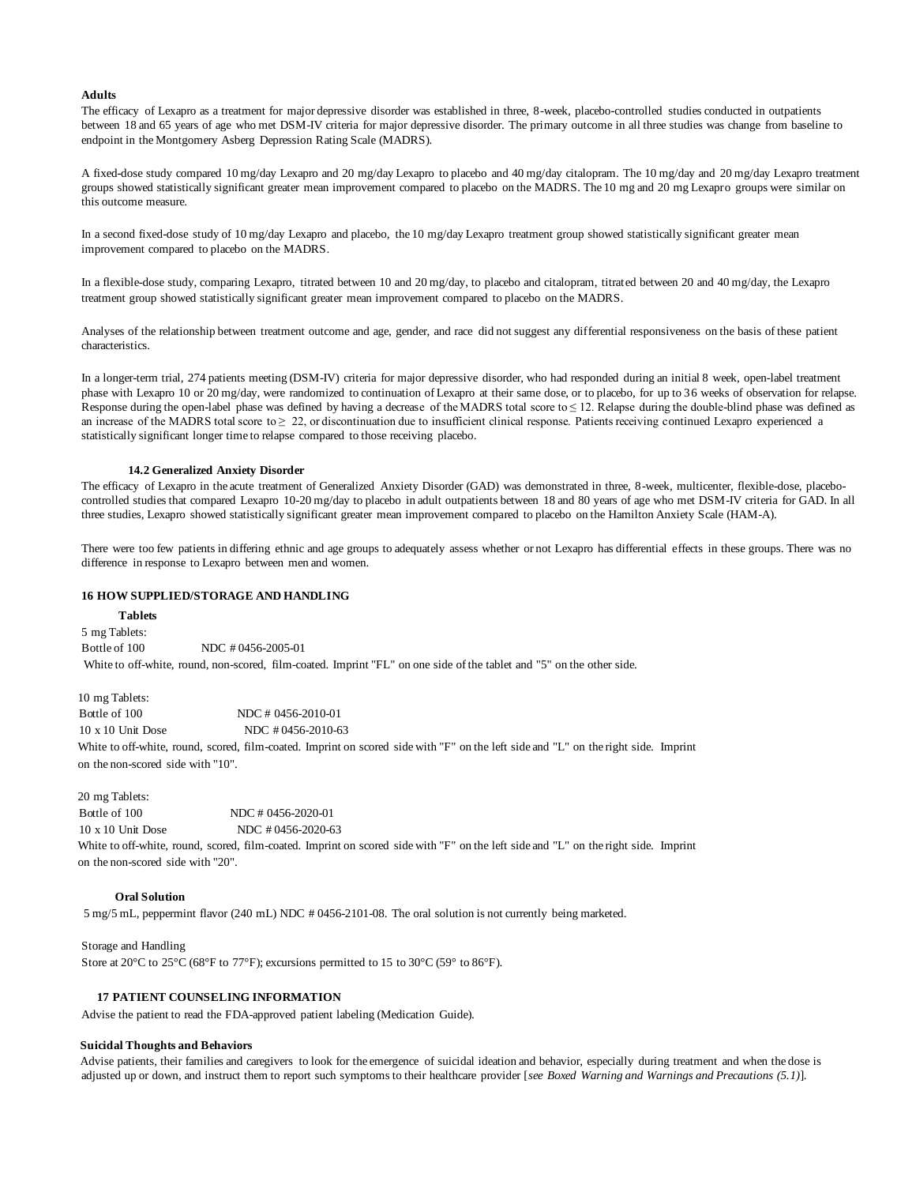**Adults**

The efficacy of Lexapro as a treatment for major depressive disorder was established in three, 8-week, placebo-controlled studies conducted in outpatients between 18 and 65 years of age who met DSM-IV criteria for major depressive disorder. The primary outcome in all three studies was change from baseline to endpoint in the Montgomery Asberg Depression Rating Scale (MADRS).

A fixed-dose study compared 10 mg/day Lexapro and 20 mg/day Lexapro to placebo and 40 mg/day citalopram. The 10 mg/day and 20 mg/day Lexapro treatment groups showed statistically significant greater mean improvement compared to placebo on the MADRS. The 10 mg and 20 mg Lexapro groups were similar on this outcome measure.

In a second fixed-dose study of 10 mg/day Lexapro and placebo, the 10 mg/day Lexapro treatment group showed statistically significant greater mean improvement compared to placebo on the MADRS.

In a flexible-dose study, comparing Lexapro, titrated between 10 and 20 mg/day, to placebo and citalopram, titrated between 20 and 40 mg/day, the Lexapro treatment group showed statistically significant greater mean improvement compared to placebo on the MADRS.

Analyses of the relationship between treatment outcome and age, gender, and race did not suggest any differential responsiveness on the basis of these patient characteristics.

In a longer-term trial, 274 patients meeting (DSM-IV) criteria for major depressive disorder, who had responded during an initial 8 week, open-label treatment phase with Lexapro 10 or 20 mg/day, were randomized to continuation of Lexapro at their same dose, or to placebo, for up to 36 weeks of observation for relapse. Response during the open-label phase was defined by having a decrease of the MADRS total score to ≤ 12. Relapse during the double-blind phase was defined as an increase of the MADRS total score to ≥ 22, or discontinuation due to insufficient clinical response. Patients receiving continued Lexapro experienced a statistically significant longer time to relapse compared to those receiving placebo.

### 14.2 Generalized Anxiety Disorder

The efficacy of Lexapro in the acute treatment of Generalized Anxiety Disorder (GAD) was demonstrated in three, 8-week, multicenter, flexible-dose, placebo-controlled studies that compared Lexapro 10-20 mg/day to placebo in adult outpatients between 18 and 80 years of age who met DSM-IV criteria for GAD. In all three studies, Lexapro showed statistically significant greater mean improvement compared to placebo on the Hamilton Anxiety Scale (HAM-A).

There were too few patients in differing ethnic and age groups to adequately assess whether or not Lexapro has differential effects in these groups. There was no difference in response to Lexapro between men and women.

## 16 HOW SUPPLIED/STORAGE AND HANDLING

**Tablets**

5 mg Tablets:
Bottle of 100 NDC # 0456-2005-01
White to off-white, round, non-scored, film-coated. Imprint "FL" on one side of the tablet and "5" on the other side.

10 mg Tablets:
Bottle of 100 NDC # 0456-2010-01
10 x 10 Unit Dose NDC # 0456-2010-63
White to off-white, round, scored, film-coated. Imprint on scored side with "F" on the left side and "L" on the right side. Imprint on the non-scored side with "10".

20 mg Tablets:
Bottle of 100 NDC # 0456-2020-01
10 x 10 Unit Dose NDC # 0456-2020-63
White to off-white, round, scored, film-coated. Imprint on scored side with "F" on the left side and "L" on the right side. Imprint on the non-scored side with "20".

**Oral Solution**

5 mg/5 mL, peppermint flavor (240 mL) NDC # 0456-2101-08. The oral solution is not currently being marketed.

Storage and Handling
Store at 20°C to 25°C (68°F to 77°F); excursions permitted to 15 to 30°C (59° to 86°F).

## 17 PATIENT COUNSELING INFORMATION

Advise the patient to read the FDA-approved patient labeling (Medication Guide).

**Suicidal Thoughts and Behaviors**

Advise patients, their families and caregivers to look for the emergence of suicidal ideation and behavior, especially during treatment and when the dose is adjusted up or down, and instruct them to report such symptoms to their healthcare provider [*see Boxed Warning and Warnings and Precautions (5.1)*].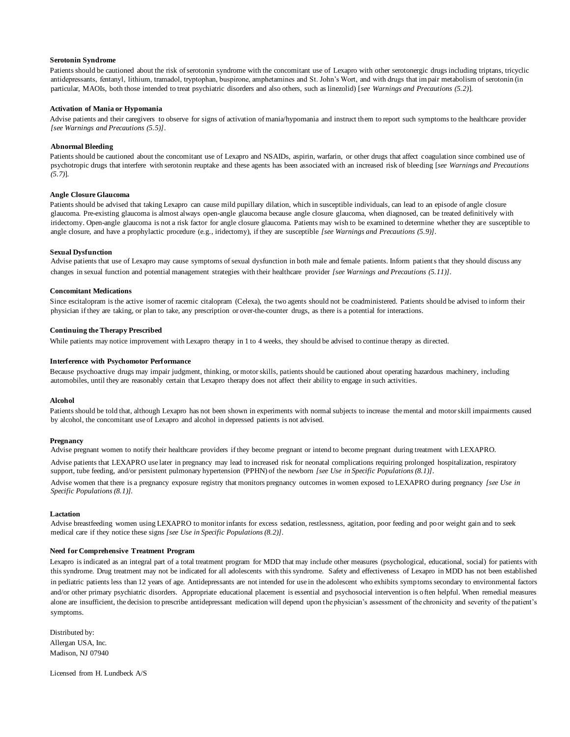**Serotonin Syndrome**

Patients should be cautioned about the risk of serotonin syndrome with the concomitant use of Lexapro with other serotonergic drugs including triptans, tricyclic antidepressants, fentanyl, lithium, tramadol, tryptophan, buspirone, amphetamines and St. John's Wort, and with drugs that impair metabolism of serotonin (in particular, MAOIs, both those intended to treat psychiatric disorders and also others, such as linezolid) [*see Warnings and Precautions (5.2)*].

**Activation of Mania or Hypomania**

Advise patients and their caregivers to observe for signs of activation of mania/hypomania and instruct them to report such symptoms to the healthcare provider *[see Warnings and Precautions (5.5)]*.

**Abnormal Bleeding**

Patients should be cautioned about the concomitant use of Lexapro and NSAIDs, aspirin, warfarin, or other drugs that affect coagulation since combined use of psychotropic drugs that interfere with serotonin reuptake and these agents has been associated with an increased risk of bleeding [*see Warnings and Precautions (5.7)*].

**Angle Closure Glaucoma**

Patients should be advised that taking Lexapro can cause mild pupillary dilation, which in susceptible individuals, can lead to an episode of angle closure glaucoma. Pre-existing glaucoma is almost always open-angle glaucoma because angle closure glaucoma, when diagnosed, can be treated definitively with iridectomy. Open-angle glaucoma is not a risk factor for angle closure glaucoma. Patients may wish to be examined to determine whether they are susceptible to angle closure, and have a prophylactic procedure (e.g., iridectomy), if they are susceptible *[see Warnings and Precautions (5.9)]*.

**Sexual Dysfunction**

Advise patients that use of Lexapro may cause symptoms of sexual dysfunction in both male and female patients. Inform patients that they should discuss any changes in sexual function and potential management strategies with their healthcare provider *[see Warnings and Precautions (5.11)]*.

**Concomitant Medications**

Since escitalopram is the active isomer of racemic citalopram (Celexa), the two agents should not be coadministered. Patients should be advised to inform their physician if they are taking, or plan to take, any prescription or over-the-counter drugs, as there is a potential for interactions.

**Continuing the Therapy Prescribed**

While patients may notice improvement with Lexapro therapy in 1 to 4 weeks, they should be advised to continue therapy as directed.

**Interference with Psychomotor Performance**

Because psychoactive drugs may impair judgment, thinking, or motor skills, patients should be cautioned about operating hazardous machinery, including automobiles, until they are reasonably certain that Lexapro therapy does not affect their ability to engage in such activities.

**Alcohol**

Patients should be told that, although Lexapro has not been shown in experiments with normal subjects to increase the mental and motor skill impairments caused by alcohol, the concomitant use of Lexapro and alcohol in depressed patients is not advised.

**Pregnancy**

Advise pregnant women to notify their healthcare providers if they become pregnant or intend to become pregnant during treatment with LEXAPRO.

Advise patients that LEXAPRO use later in pregnancy may lead to increased risk for neonatal complications requiring prolonged hospitalization, respiratory support, tube feeding, and/or persistent pulmonary hypertension (PPHN) of the newborn *[see Use in Specific Populations (8.1)]*.

Advise women that there is a pregnancy exposure registry that monitors pregnancy outcomes in women exposed to LEXAPRO during pregnancy *[see Use in Specific Populations (8.1)]*.

**Lactation**

Advise breastfeeding women using LEXAPRO to monitor infants for excess sedation, restlessness, agitation, poor feeding and poor weight gain and to seek medical care if they notice these signs *[see Use in Specific Populations (8.2)]*.

**Need for Comprehensive Treatment Program**

Lexapro is indicated as an integral part of a total treatment program for MDD that may include other measures (psychological, educational, social) for patients with this syndrome. Drug treatment may not be indicated for all adolescents with this syndrome. Safety and effectiveness of Lexapro in MDD has not been established in pediatric patients less than 12 years of age. Antidepressants are not intended for use in the adolescent who exhibits symptoms secondary to environmental factors and/or other primary psychiatric disorders. Appropriate educational placement is essential and psychosocial intervention is often helpful. When remedial measures alone are insufficient, the decision to prescribe antidepressant medication will depend upon the physician's assessment of the chronicity and severity of the patient's symptoms.

Distributed by:
Allergan USA, Inc.
Madison, NJ 07940

Licensed from H. Lundbeck A/S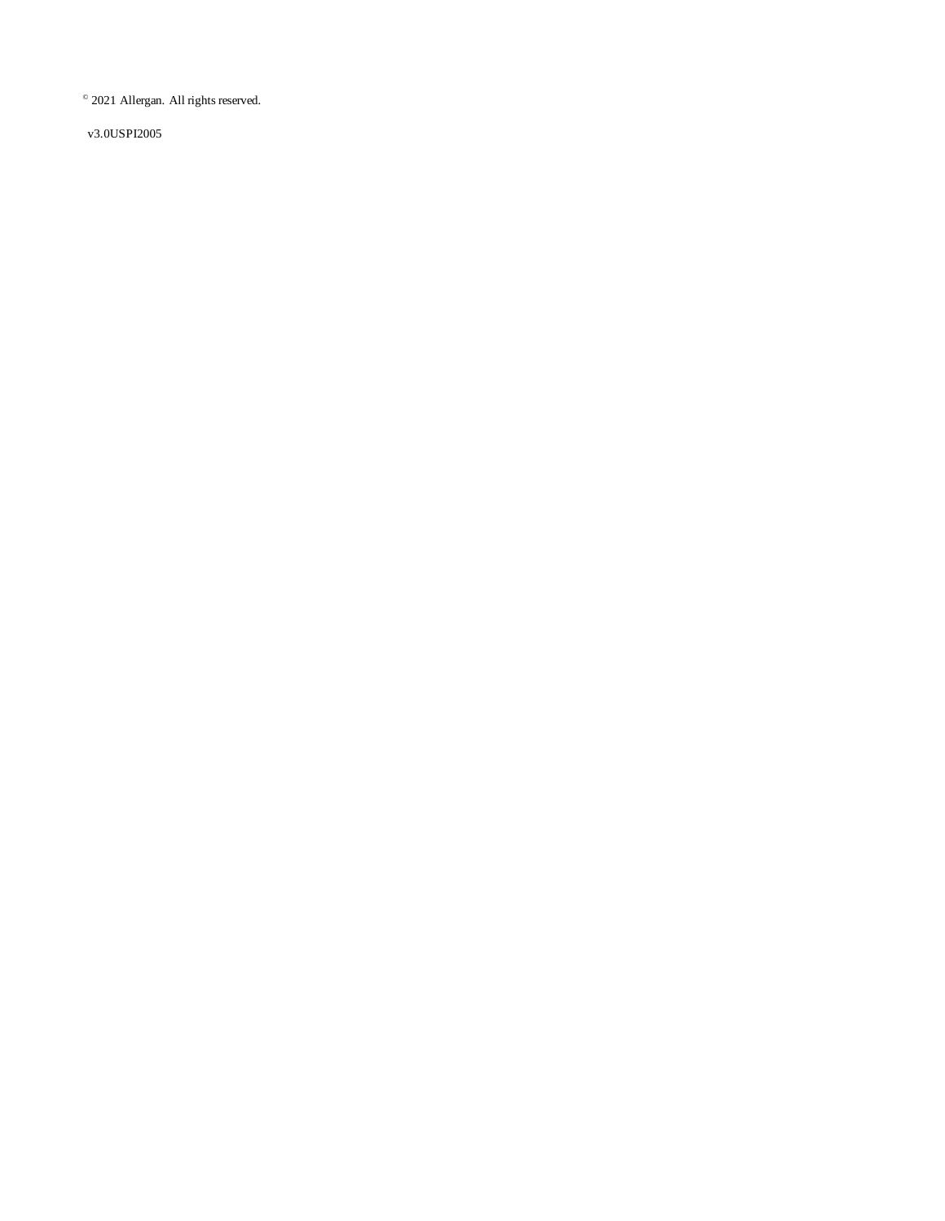© 2021 Allergan. All rights reserved.

v3.0USPI2005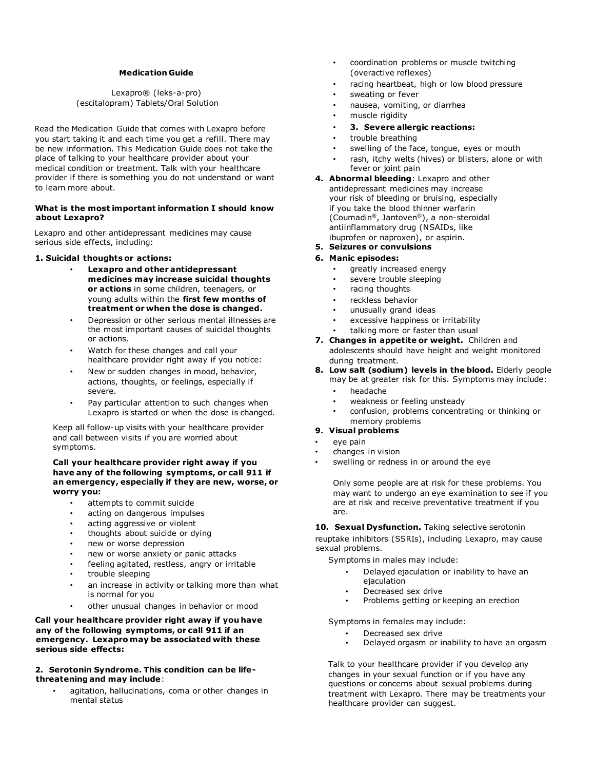**Medication Guide**

Lexapro® (leks-a-pro)
(escitalopram) Tablets/Oral Solution

Read the Medication Guide that comes with Lexapro before you start taking it and each time you get a refill. There may be new information. This Medication Guide does not take the place of talking to your healthcare provider about your medical condition or treatment. Talk with your healthcare provider if there is something you do not understand or want to learn more about.

**What is the most important information I should know about Lexapro?**

Lexapro and other antidepressant medicines may cause serious side effects, including:

**1. Suicidal thoughts or actions:**

- **Lexapro and other antidepressant medicines may increase suicidal thoughts or actions** in some children, teenagers, or young adults within the **first few months of treatment or when the dose is changed.**
- Depression or other serious mental illnesses are the most important causes of suicidal thoughts or actions.
- Watch for these changes and call your healthcare provider right away if you notice:
- New or sudden changes in mood, behavior, actions, thoughts, or feelings, especially if severe.
- Pay particular attention to such changes when Lexapro is started or when the dose is changed.

Keep all follow-up visits with your healthcare provider and call between visits if you are worried about symptoms.

**Call your healthcare provider right away if you have any of the following symptoms, or call 911 if an emergency, especially if they are new, worse, or worry you:**

- attempts to commit suicide
- acting on dangerous impulses
- acting aggressive or violent
- thoughts about suicide or dying
- new or worse depression
- new or worse anxiety or panic attacks
- feeling agitated, restless, angry or irritable
- trouble sleeping
- an increase in activity or talking more than what is normal for you
- other unusual changes in behavior or mood

**Call your healthcare provider right away if you have any of the following symptoms, or call 911 if an emergency. Lexapro may be associated with these serious side effects:**

**2. Serotonin Syndrome. This condition can be life-threatening and may include**:

- agitation, hallucinations, coma or other changes in mental status
- coordination problems or muscle twitching (overactive reflexes)
- racing heartbeat, high or low blood pressure
- sweating or fever
- nausea, vomiting, or diarrhea
- muscle rigidity

**3. Severe allergic reactions:**

- trouble breathing
- swelling of the face, tongue, eyes or mouth
- rash, itchy welts (hives) or blisters, alone or with fever or joint pain

**4. Abnormal bleeding**: Lexapro and other antidepressant medicines may increase your risk of bleeding or bruising, especially if you take the blood thinner warfarin (Coumadin®, Jantoven®), a non-steroidal antiinflammatory drug (NSAIDs, like ibuprofen or naproxen), or aspirin.

**5. Seizures or convulsions**

**6. Manic episodes:**

- greatly increased energy
- severe trouble sleeping
- racing thoughts
- reckless behavior
- unusually grand ideas
- excessive happiness or irritability
- talking more or faster than usual

**7. Changes in appetite or weight.** Children and adolescents should have height and weight monitored during treatment.

**8. Low salt (sodium) levels in the blood.** Elderly people may be at greater risk for this. Symptoms may include:

- headache
- weakness or feeling unsteady
- confusion, problems concentrating or thinking or memory problems

**9. Visual problems**

- eye pain
- changes in vision
- swelling or redness in or around the eye

Only some people are at risk for these problems. You may want to undergo an eye examination to see if you are at risk and receive preventative treatment if you are.

**10. Sexual Dysfunction.** Taking selective serotonin reuptake inhibitors (SSRIs), including Lexapro, may cause sexual problems.

Symptoms in males may include:

- Delayed ejaculation or inability to have an ejaculation
- Decreased sex drive
- Problems getting or keeping an erection

Symptoms in females may include:

- Decreased sex drive
- Delayed orgasm or inability to have an orgasm

Talk to your healthcare provider if you develop any changes in your sexual function or if you have any questions or concerns about sexual problems during treatment with Lexapro. There may be treatments your healthcare provider can suggest.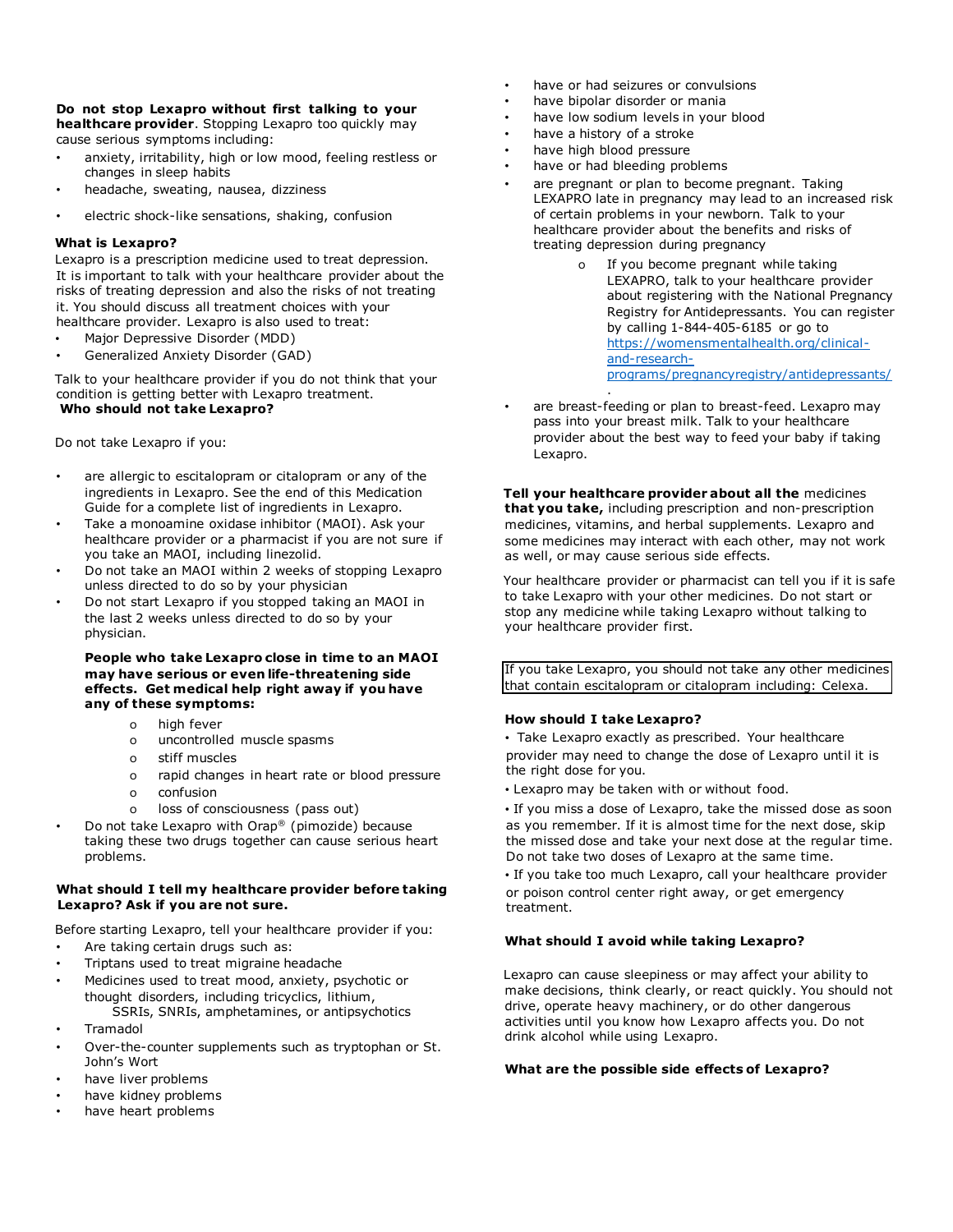**Do not stop Lexapro without first talking to your healthcare provider**. Stopping Lexapro too quickly may cause serious symptoms including:

- anxiety, irritability, high or low mood, feeling restless or changes in sleep habits
- headache, sweating, nausea, dizziness
- electric shock-like sensations, shaking, confusion

**What is Lexapro?**

Lexapro is a prescription medicine used to treat depression. It is important to talk with your healthcare provider about the risks of treating depression and also the risks of not treating it. You should discuss all treatment choices with your healthcare provider. Lexapro is also used to treat:

- Major Depressive Disorder (MDD)
- Generalized Anxiety Disorder (GAD)

Talk to your healthcare provider if you do not think that your condition is getting better with Lexapro treatment.

**Who should not take Lexapro?**

Do not take Lexapro if you:

- are allergic to escitalopram or citalopram or any of the ingredients in Lexapro. See the end of this Medication Guide for a complete list of ingredients in Lexapro.
- Take a monoamine oxidase inhibitor (MAOI). Ask your healthcare provider or a pharmacist if you are not sure if you take an MAOI, including linezolid.
- Do not take an MAOI within 2 weeks of stopping Lexapro unless directed to do so by your physician
- Do not start Lexapro if you stopped taking an MAOI in the last 2 weeks unless directed to do so by your physician.

  **People who take Lexapro close in time to an MAOI may have serious or even life-threatening side effects. Get medical help right away if you have any of these symptoms:**

  - high fever
  - uncontrolled muscle spasms
  - stiff muscles
  - rapid changes in heart rate or blood pressure
  - confusion
  - loss of consciousness (pass out)
- Do not take Lexapro with Orap® (pimozide) because taking these two drugs together can cause serious heart problems.

**What should I tell my healthcare provider before taking Lexapro? Ask if you are not sure.**

Before starting Lexapro, tell your healthcare provider if you:

- Are taking certain drugs such as:
- Triptans used to treat migraine headache
- Medicines used to treat mood, anxiety, psychotic or thought disorders, including tricyclics, lithium, SSRIs, SNRIs, amphetamines, or antipsychotics
- Tramadol
- Over-the-counter supplements such as tryptophan or St. John's Wort
- have liver problems
- have kidney problems
- have heart problems
- have or had seizures or convulsions
- have bipolar disorder or mania
- have low sodium levels in your blood
- have a history of a stroke
- have high blood pressure
- have or had bleeding problems
- are pregnant or plan to become pregnant. Taking LEXAPRO late in pregnancy may lead to an increased risk of certain problems in your newborn. Talk to your healthcare provider about the benefits and risks of treating depression during pregnancy
  - If you become pregnant while taking LEXAPRO, talk to your healthcare provider about registering with the National Pregnancy Registry for Antidepressants. You can register by calling 1-844-405-6185 or go to https://womensmentalhealth.org/clinical-and-research-programs/pregnancyregistry/antidepressants/.
- are breast-feeding or plan to breast-feed. Lexapro may pass into your breast milk. Talk to your healthcare provider about the best way to feed your baby if taking Lexapro.

**Tell your healthcare provider about all the** medicines **that you take,** including prescription and non-prescription medicines, vitamins, and herbal supplements. Lexapro and some medicines may interact with each other, may not work as well, or may cause serious side effects.

Your healthcare provider or pharmacist can tell you if it is safe to take Lexapro with your other medicines. Do not start or stop any medicine while taking Lexapro without talking to your healthcare provider first.

| If you take Lexapro, you should not take any other medicines that contain escitalopram or citalopram including: Celexa. |
|---|

**How should I take Lexapro?**

- Take Lexapro exactly as prescribed. Your healthcare provider may need to change the dose of Lexapro until it is the right dose for you.
- Lexapro may be taken with or without food.
- If you miss a dose of Lexapro, take the missed dose as soon as you remember. If it is almost time for the next dose, skip the missed dose and take your next dose at the regular time. Do not take two doses of Lexapro at the same time.
- If you take too much Lexapro, call your healthcare provider or poison control center right away, or get emergency treatment.

**What should I avoid while taking Lexapro?**

Lexapro can cause sleepiness or may affect your ability to make decisions, think clearly, or react quickly. You should not drive, operate heavy machinery, or do other dangerous activities until you know how Lexapro affects you. Do not drink alcohol while using Lexapro.

**What are the possible side effects of Lexapro?**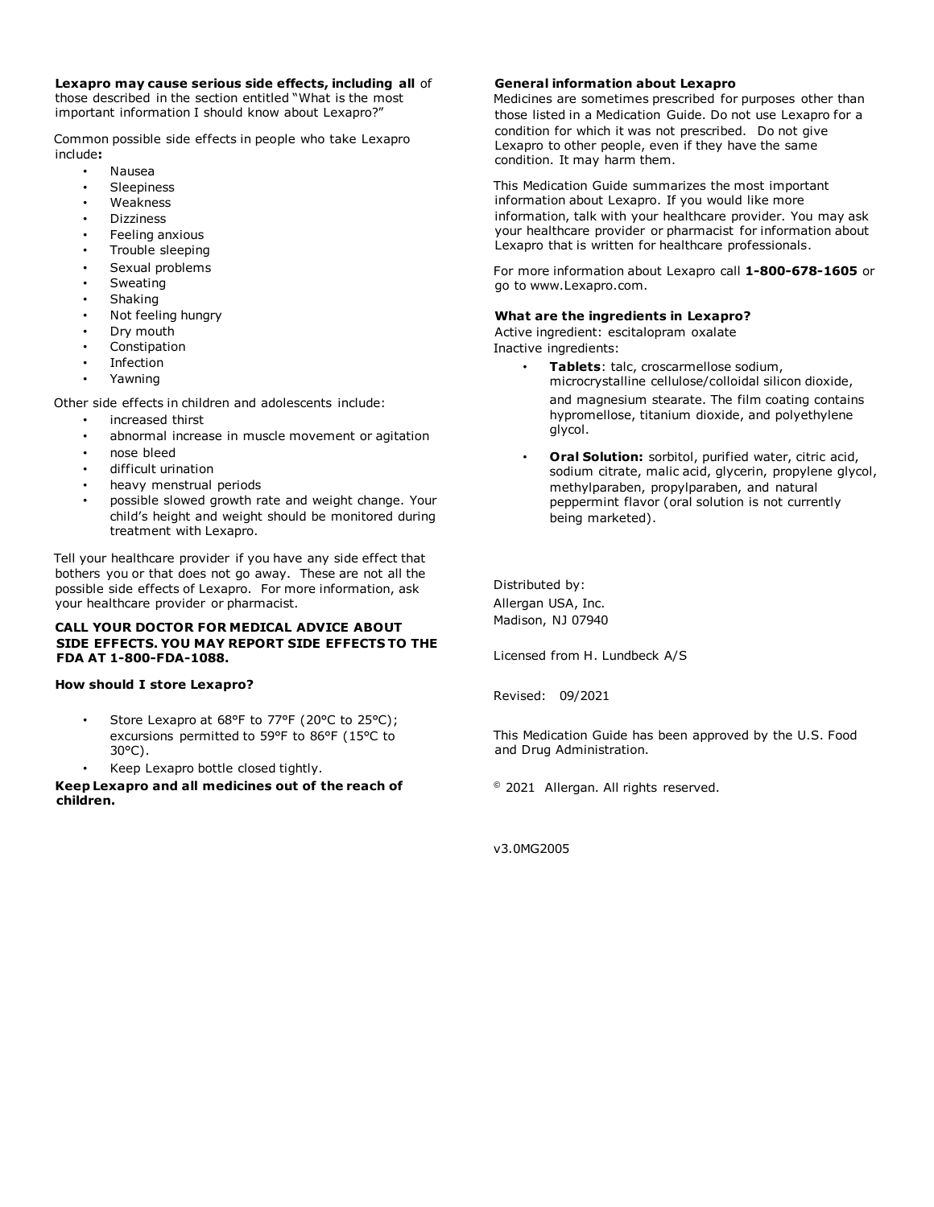**Lexapro may cause serious side effects, including all** of those described in the section entitled "What is the most important information I should know about Lexapro?"

Common possible side effects in people who take Lexapro include**:**

- Nausea
- Sleepiness
- Weakness
- Dizziness
- Feeling anxious
- Trouble sleeping
- Sexual problems
- Sweating
- Shaking
- Not feeling hungry
- Dry mouth
- Constipation
- Infection
- Yawning

Other side effects in children and adolescents include:

- increased thirst
- abnormal increase in muscle movement or agitation
- nose bleed
- difficult urination
- heavy menstrual periods
- possible slowed growth rate and weight change. Your child's height and weight should be monitored during treatment with Lexapro.

Tell your healthcare provider if you have any side effect that bothers you or that does not go away. These are not all the possible side effects of Lexapro. For more information, ask your healthcare provider or pharmacist.

**CALL YOUR DOCTOR FOR MEDICAL ADVICE ABOUT SIDE EFFECTS. YOU MAY REPORT SIDE EFFECTS TO THE FDA AT 1-800-FDA-1088.**

**How should I store Lexapro?**

- Store Lexapro at 68°F to 77°F (20°C to 25°C); excursions permitted to 59°F to 86°F (15°C to 30°C).
- Keep Lexapro bottle closed tightly.

**Keep Lexapro and all medicines out of the reach of children.**

**General information about Lexapro**

Medicines are sometimes prescribed for purposes other than those listed in a Medication Guide. Do not use Lexapro for a condition for which it was not prescribed. Do not give Lexapro to other people, even if they have the same condition. It may harm them.

This Medication Guide summarizes the most important information about Lexapro. If you would like more information, talk with your healthcare provider. You may ask your healthcare provider or pharmacist for information about Lexapro that is written for healthcare professionals.

For more information about Lexapro call **1-800-678-1605** or go to www.Lexapro.com.

**What are the ingredients in Lexapro?**

Active ingredient: escitalopram oxalate

Inactive ingredients:

- **Tablets**: talc, croscarmellose sodium, microcrystalline cellulose/colloidal silicon dioxide, and magnesium stearate. The film coating contains hypromellose, titanium dioxide, and polyethylene glycol.
- **Oral Solution:** sorbitol, purified water, citric acid, sodium citrate, malic acid, glycerin, propylene glycol, methylparaben, propylparaben, and natural peppermint flavor (oral solution is not currently being marketed).

Distributed by:
Allergan USA, Inc.
Madison, NJ 07940

Licensed from H. Lundbeck A/S

Revised: 09/2021

This Medication Guide has been approved by the U.S. Food and Drug Administration.

© 2021 Allergan. All rights reserved.

v3.0MG2005